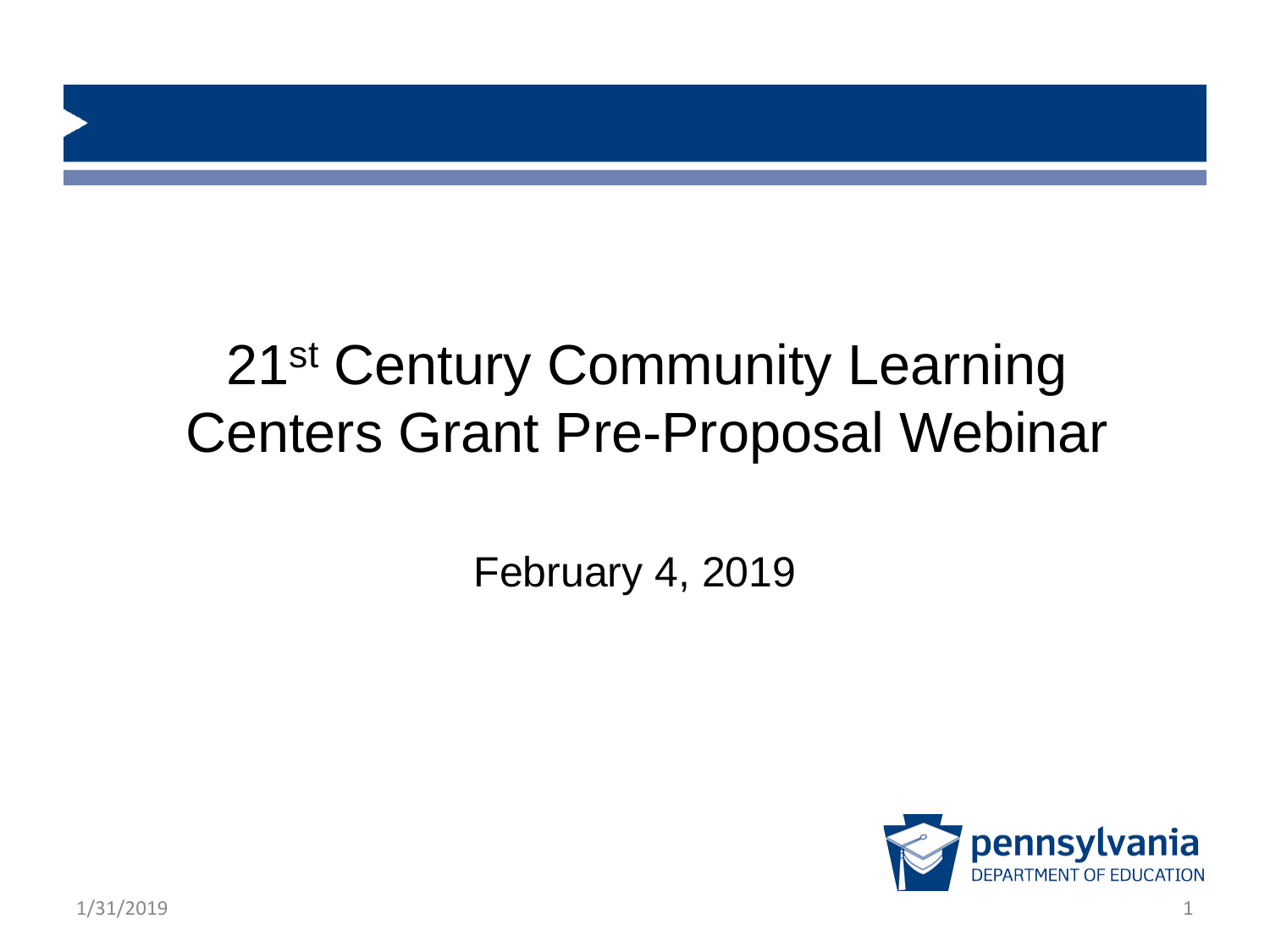# 21st Century Community Learning Centers Grant Pre-Proposal Webinar

February 4, 2019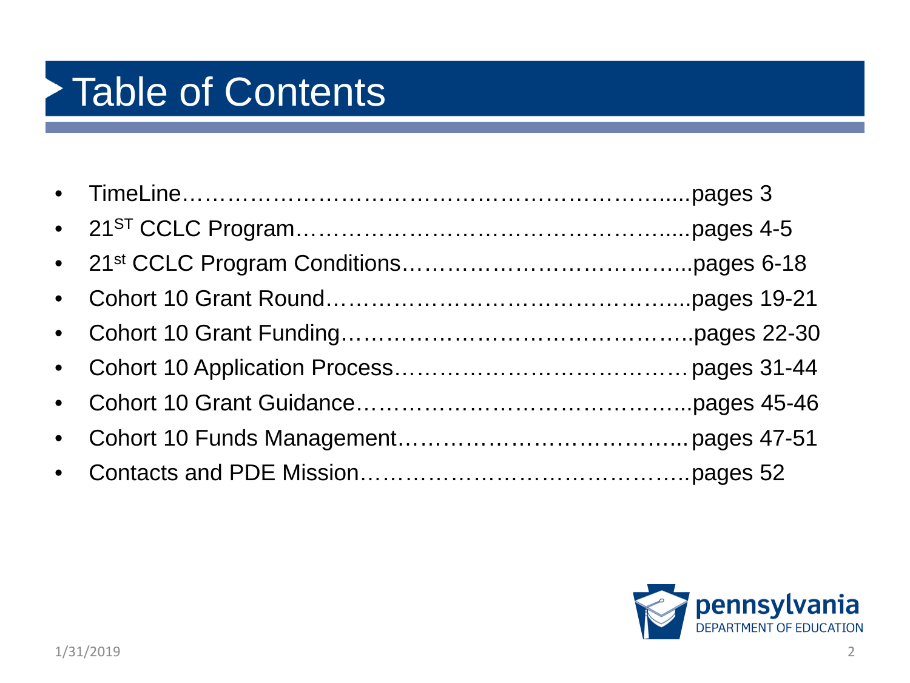# Table of Contents

- TimeLine……………………………………………………......pages 3
- 21ST CCLC Program…………………………………….......pages 4-5
- 21st CCLC Program Conditions………………………………..pages 6-18
- Cohort 10 Grant Round………………………………………....pages 19-21
- Cohort 10 Grant Funding……………………………………….pages 22-30
- Cohort 10 Application Process………………………………. pages 31-44
- Cohort 10 Grant Guidance……………………………………..pages 45-46
- Cohort 10 Funds Management……………………………….. pages 47-51
- Contacts and PDE Mission…………………………………….pages 52

pennsylvania
DEPARTMENT OF EDUCATION

1/31/2019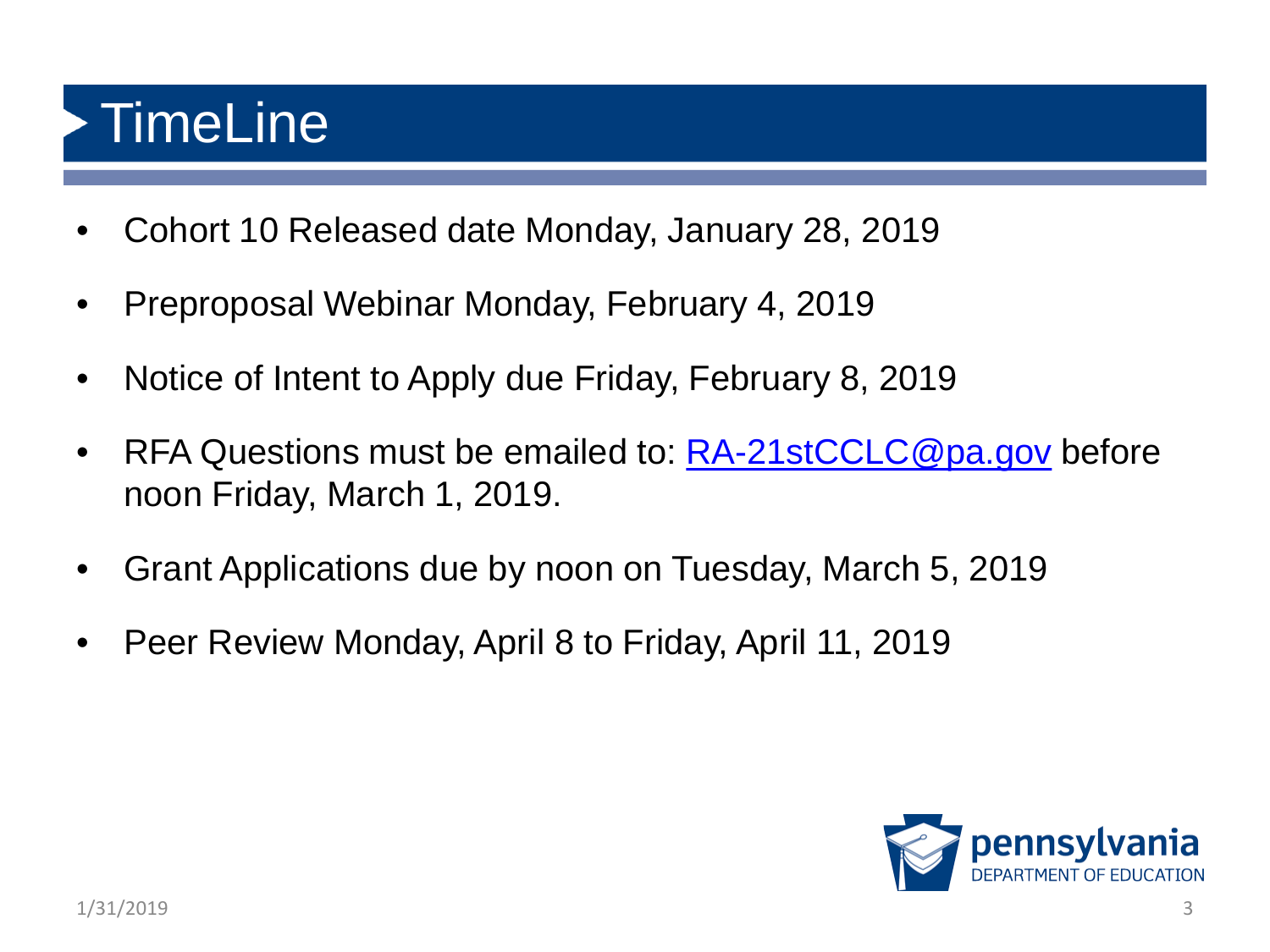# TimeLine

- Cohort 10 Released date Monday, January 28, 2019
- Preproposal Webinar Monday, February 4, 2019
- Notice of Intent to Apply due Friday, February 8, 2019
- RFA Questions must be emailed to: RA-21stCCLC@pa.gov before noon Friday, March 1, 2019.
- Grant Applications due by noon on Tuesday, March 5, 2019
- Peer Review Monday, April 8 to Friday, April 11, 2019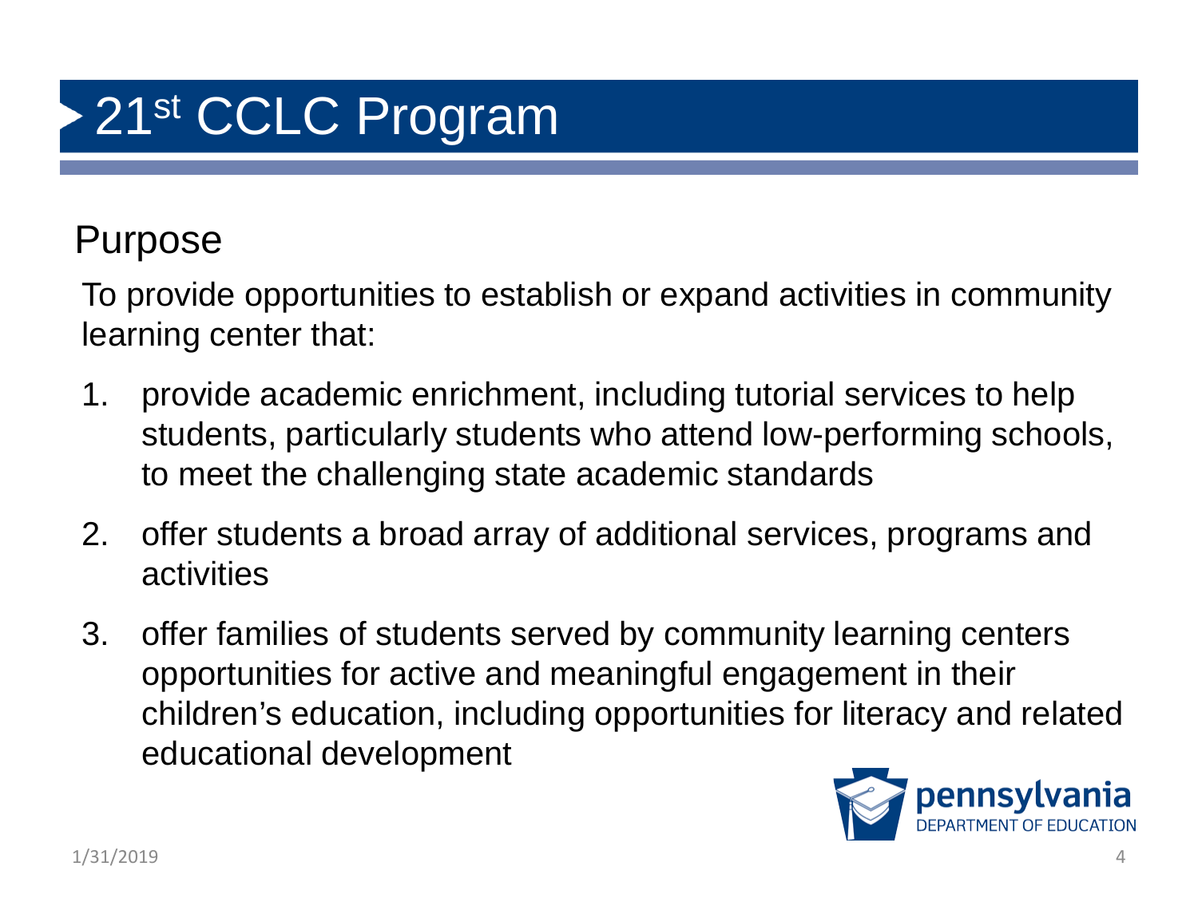# 21st CCLC Program

## Purpose

To provide opportunities to establish or expand activities in community learning center that:

1. provide academic enrichment, including tutorial services to help students, particularly students who attend low-performing schools, to meet the challenging state academic standards
2. offer students a broad array of additional services, programs and activities
3. offer families of students served by community learning centers opportunities for active and meaningful engagement in their children's education, including opportunities for literacy and related educational development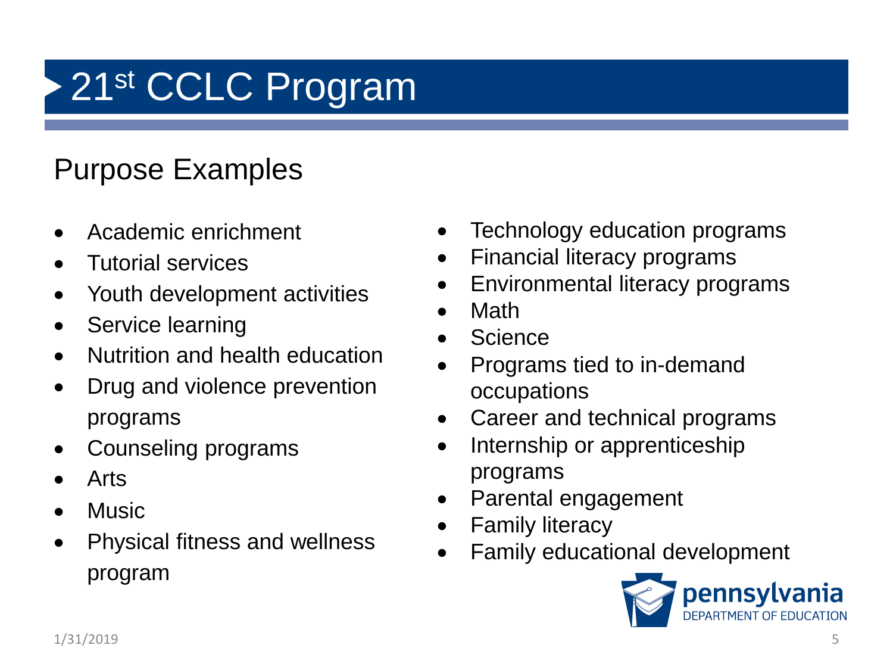# 21$^{st}$ CCLC Program

## Purpose Examples

- Academic enrichment
- Tutorial services
- Youth development activities
- Service learning
- Nutrition and health education
- Drug and violence prevention programs
- Counseling programs
- Arts
- Music
- Physical fitness and wellness program
- Technology education programs
- Financial literacy programs
- Environmental literacy programs
- Math
- Science
- Programs tied to in-demand occupations
- Career and technical programs
- Internship or apprenticeship programs
- Parental engagement
- Family literacy
- Family educational development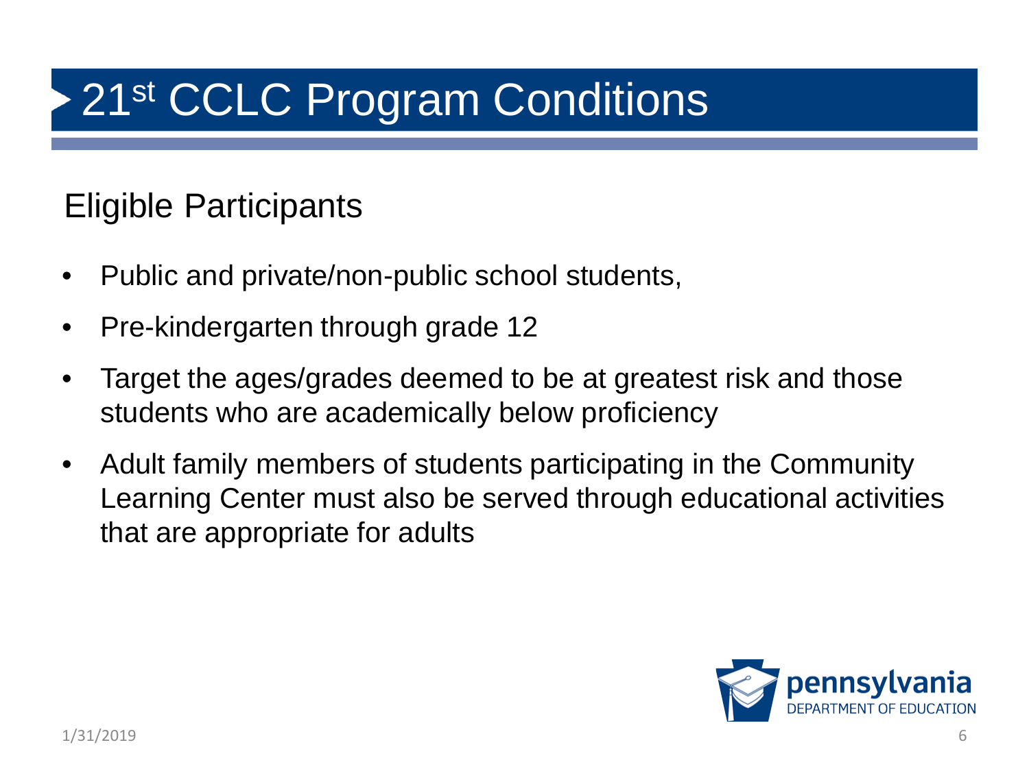# 21st CCLC Program Conditions

## Eligible Participants

- Public and private/non-public school students,
- Pre-kindergarten through grade 12
- Target the ages/grades deemed to be at greatest risk and those students who are academically below proficiency
- Adult family members of students participating in the Community Learning Center must also be served through educational activities that are appropriate for adults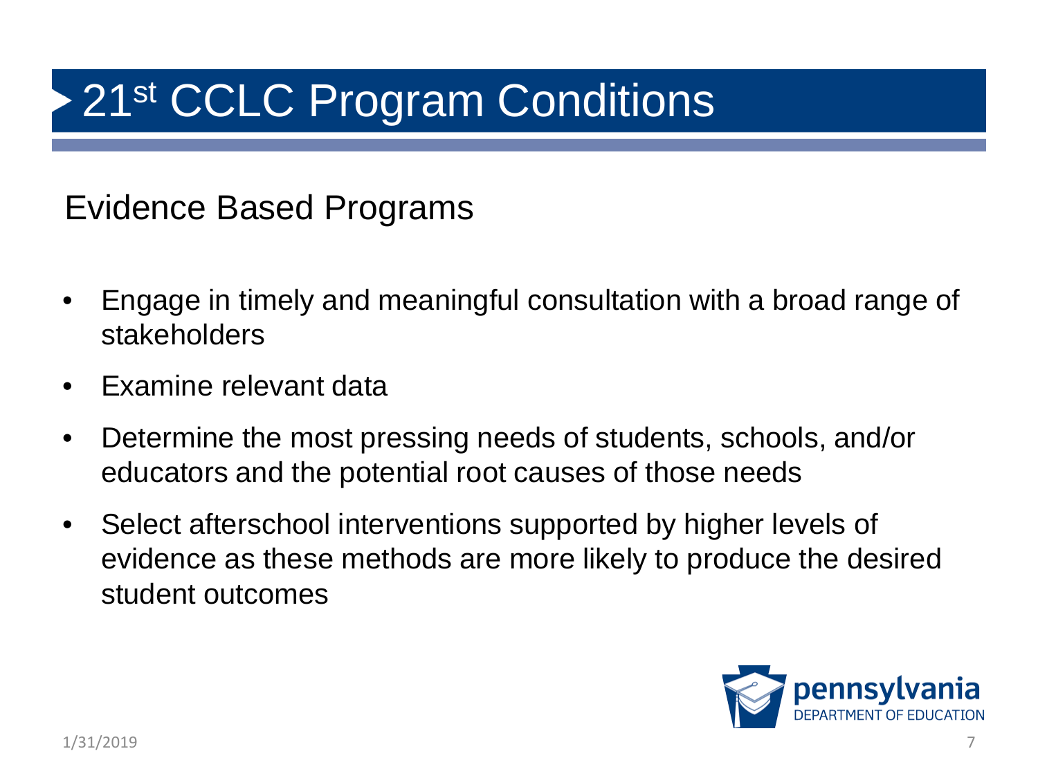# 21st CCLC Program Conditions

## Evidence Based Programs

- Engage in timely and meaningful consultation with a broad range of stakeholders
- Examine relevant data
- Determine the most pressing needs of students, schools, and/or educators and the potential root causes of those needs
- Select afterschool interventions supported by higher levels of evidence as these methods are more likely to produce the desired student outcomes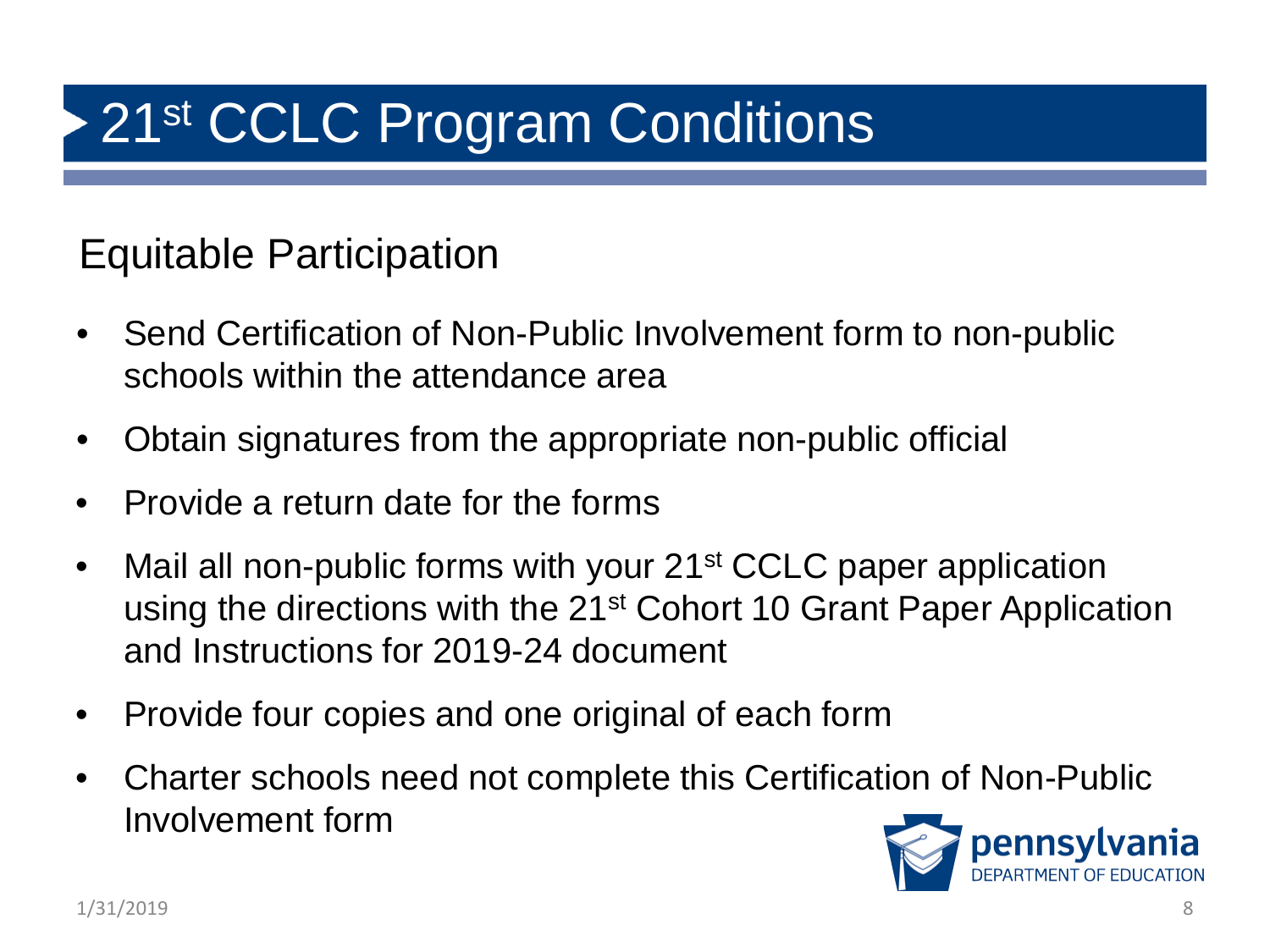# 21st CCLC Program Conditions

## Equitable Participation

- Send Certification of Non-Public Involvement form to non-public schools within the attendance area
- Obtain signatures from the appropriate non-public official
- Provide a return date for the forms
- Mail all non-public forms with your 21st CCLC paper application using the directions with the 21st Cohort 10 Grant Paper Application and Instructions for 2019-24 document
- Provide four copies and one original of each form
- Charter schools need not complete this Certification of Non-Public Involvement form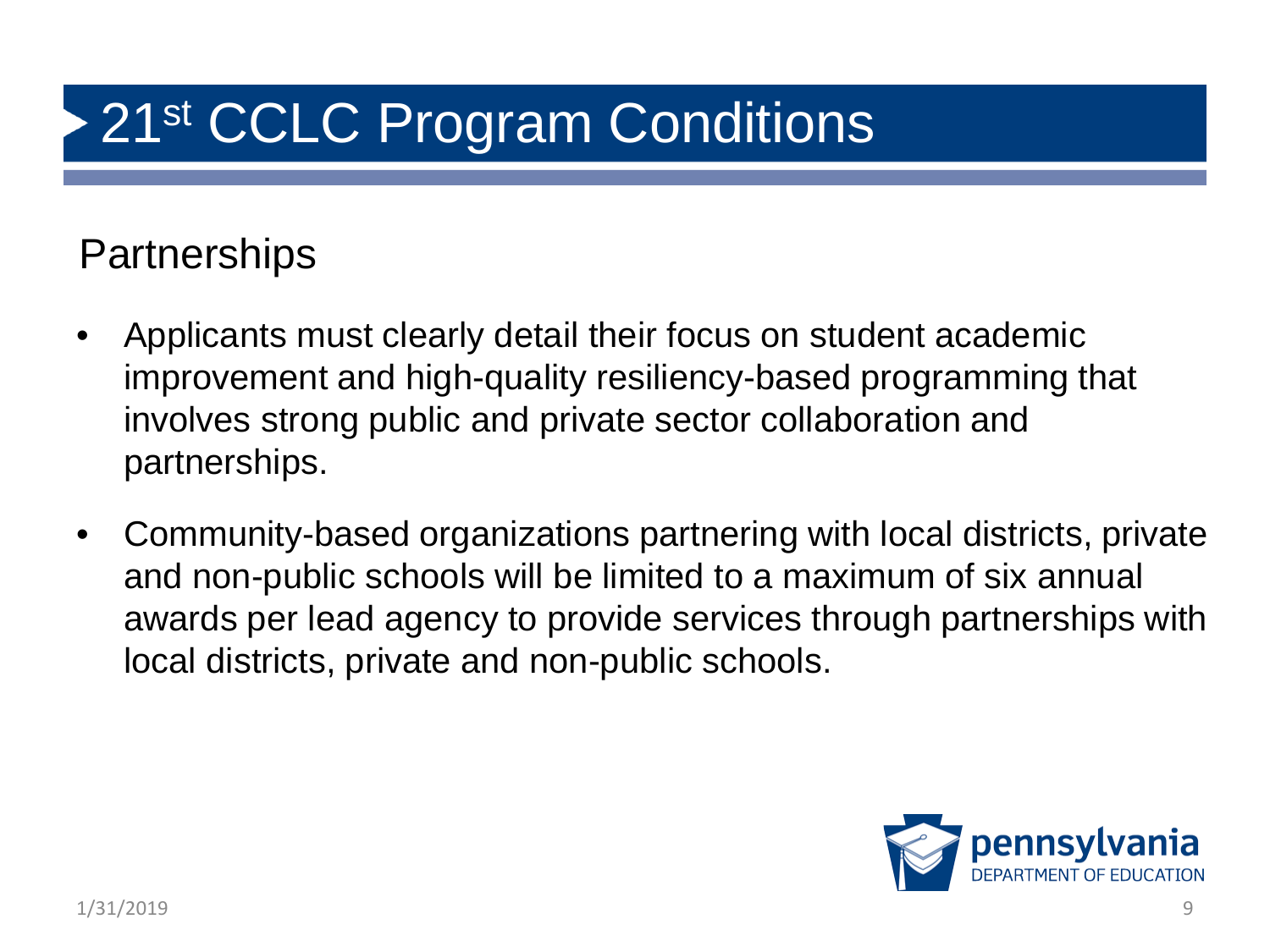# 21st CCLC Program Conditions

## Partnerships

- Applicants must clearly detail their focus on student academic improvement and high-quality resiliency-based programming that involves strong public and private sector collaboration and partnerships.
- Community-based organizations partnering with local districts, private and non-public schools will be limited to a maximum of six annual awards per lead agency to provide services through partnerships with local districts, private and non-public schools.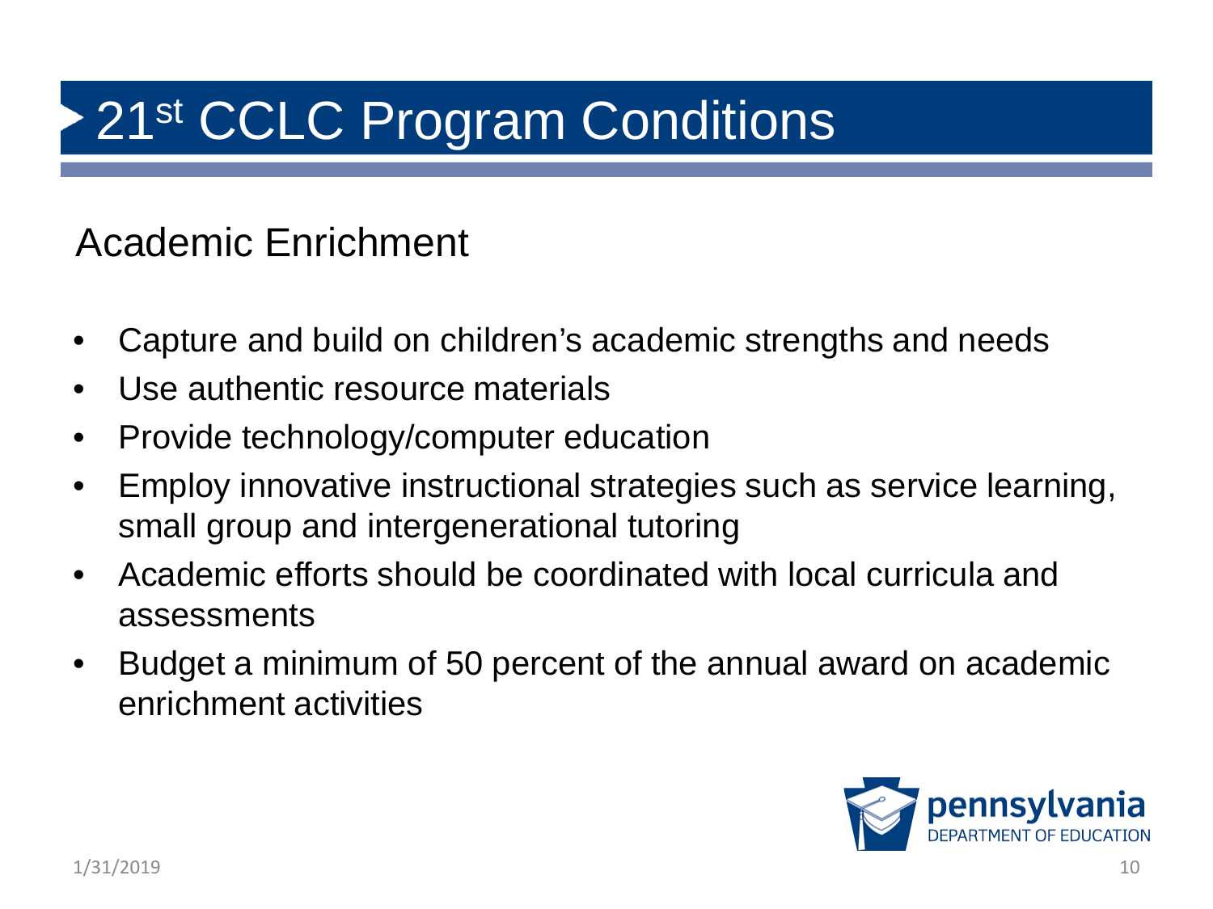# 21st CCLC Program Conditions

## Academic Enrichment

- Capture and build on children's academic strengths and needs
- Use authentic resource materials
- Provide technology/computer education
- Employ innovative instructional strategies such as service learning, small group and intergenerational tutoring
- Academic efforts should be coordinated with local curricula and assessments
- Budget a minimum of 50 percent of the annual award on academic enrichment activities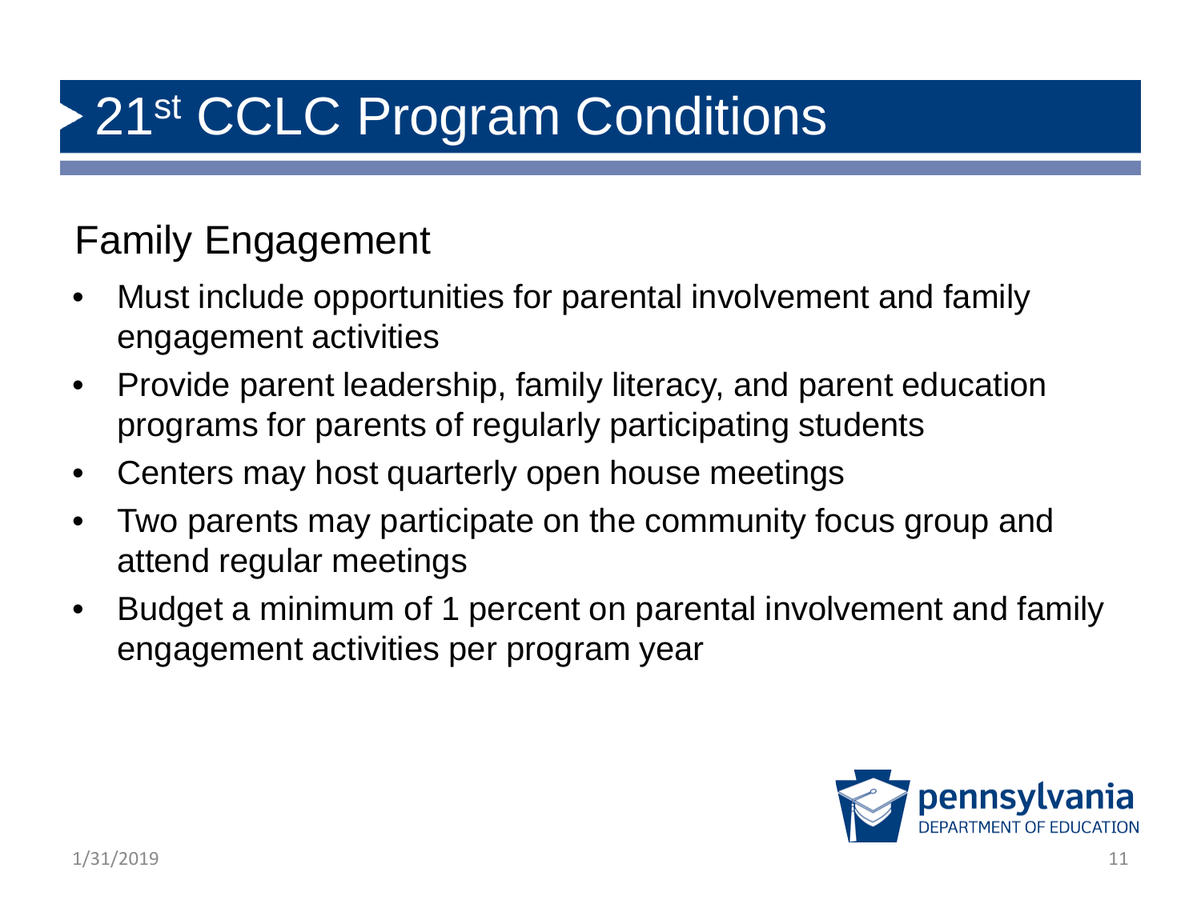# 21st CCLC Program Conditions

## Family Engagement

- Must include opportunities for parental involvement and family engagement activities
- Provide parent leadership, family literacy, and parent education programs for parents of regularly participating students
- Centers may host quarterly open house meetings
- Two parents may participate on the community focus group and attend regular meetings
- Budget a minimum of 1 percent on parental involvement and family engagement activities per program year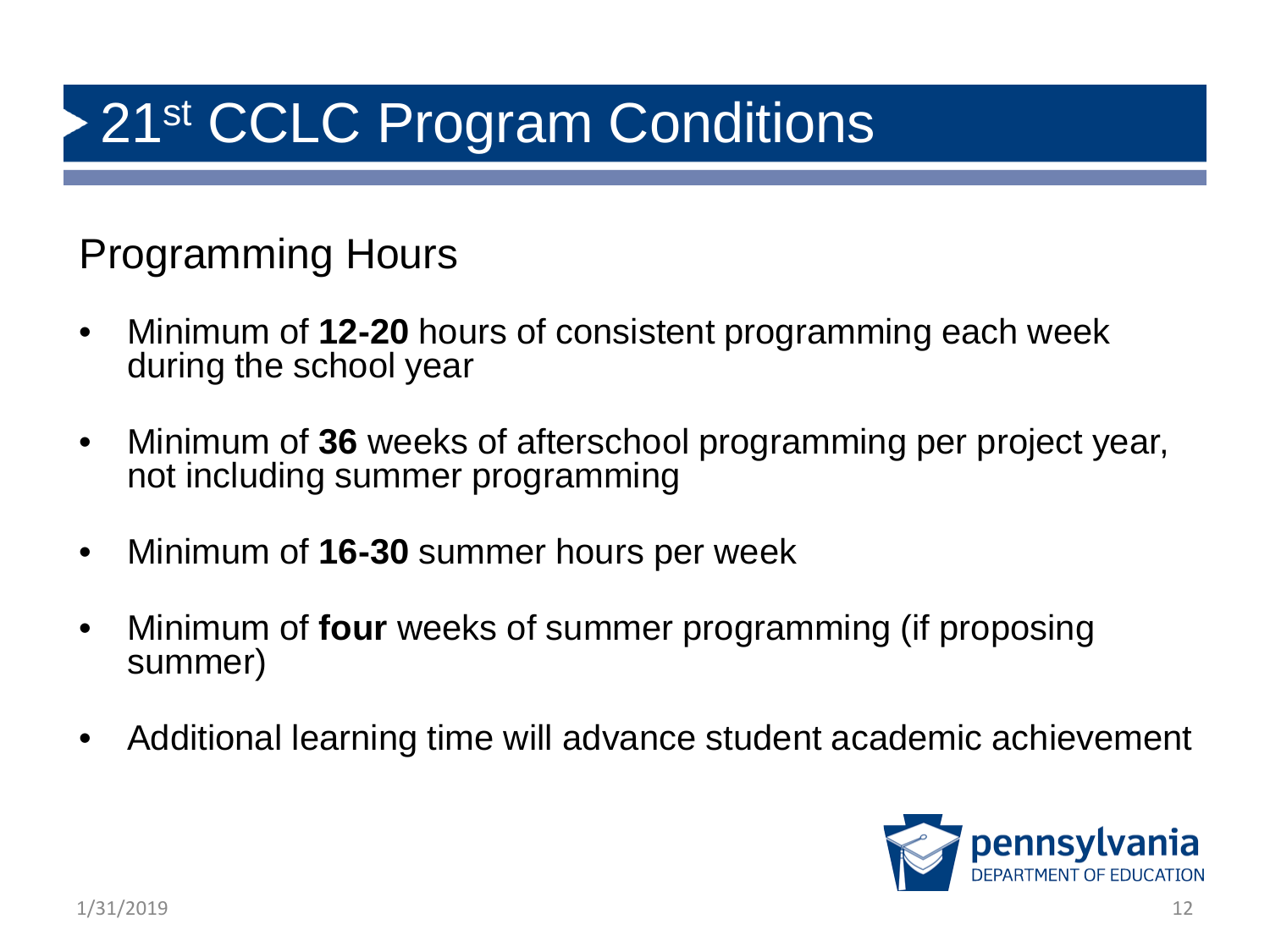# 21st CCLC Program Conditions

## Programming Hours

- Minimum of **12-20** hours of consistent programming each week during the school year
- Minimum of **36** weeks of afterschool programming per project year, not including summer programming
- Minimum of **16-30** summer hours per week
- Minimum of **four** weeks of summer programming (if proposing summer)
- Additional learning time will advance student academic achievement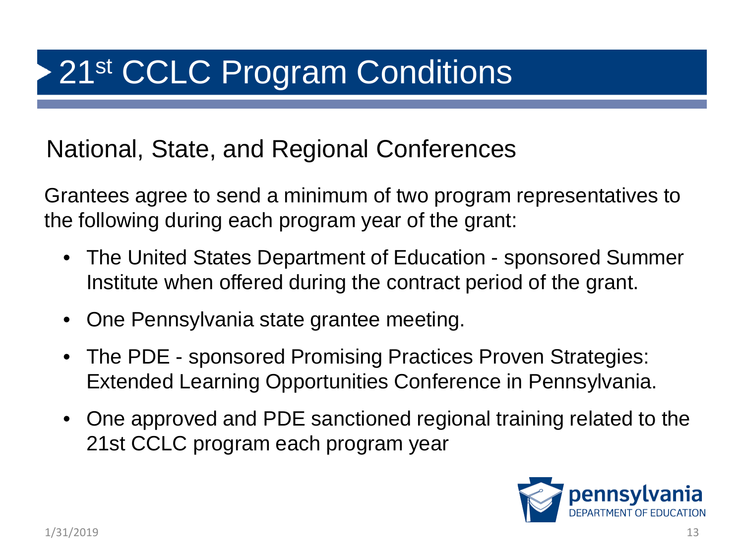# 21st CCLC Program Conditions

## National, State, and Regional Conferences

Grantees agree to send a minimum of two program representatives to the following during each program year of the grant:

- The United States Department of Education - sponsored Summer Institute when offered during the contract period of the grant.
- One Pennsylvania state grantee meeting.
- The PDE - sponsored Promising Practices Proven Strategies: Extended Learning Opportunities Conference in Pennsylvania.
- One approved and PDE sanctioned regional training related to the 21st CCLC program each program year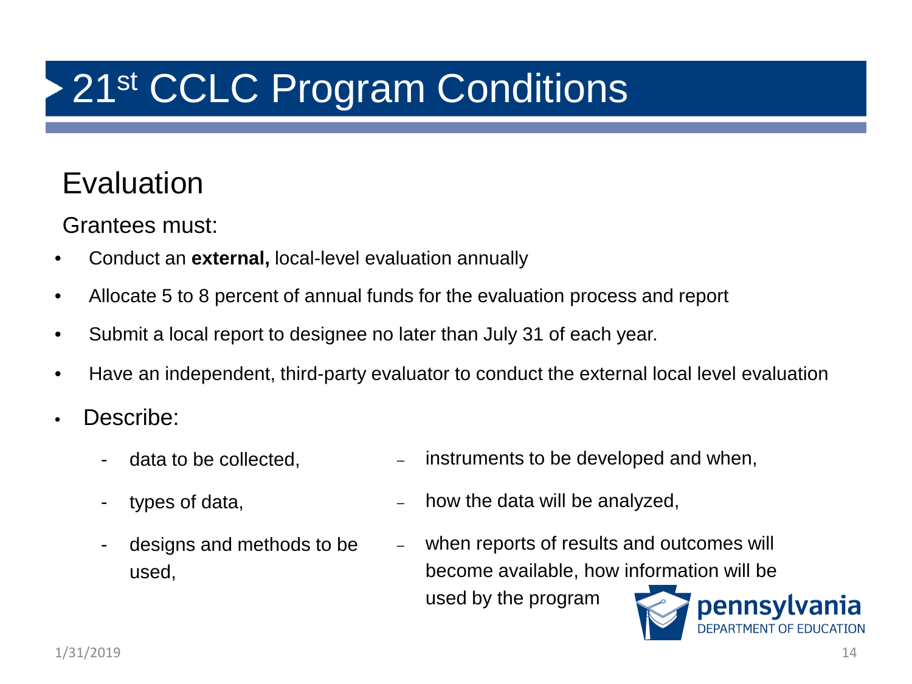# 21st CCLC Program Conditions

## Evaluation

Grantees must:

- Conduct an **external,** local-level evaluation annually
- Allocate 5 to 8 percent of annual funds for the evaluation process and report
- Submit a local report to designee no later than July 31 of each year.
- Have an independent, third-party evaluator to conduct the external local level evaluation
- Describe:
  - data to be collected,
  - types of data,
  - designs and methods to be used,
  - instruments to be developed and when,
  - how the data will be analyzed,
  - when reports of results and outcomes will become available, how information will be used by the program

pennsylvania DEPARTMENT OF EDUCATION

1/31/2019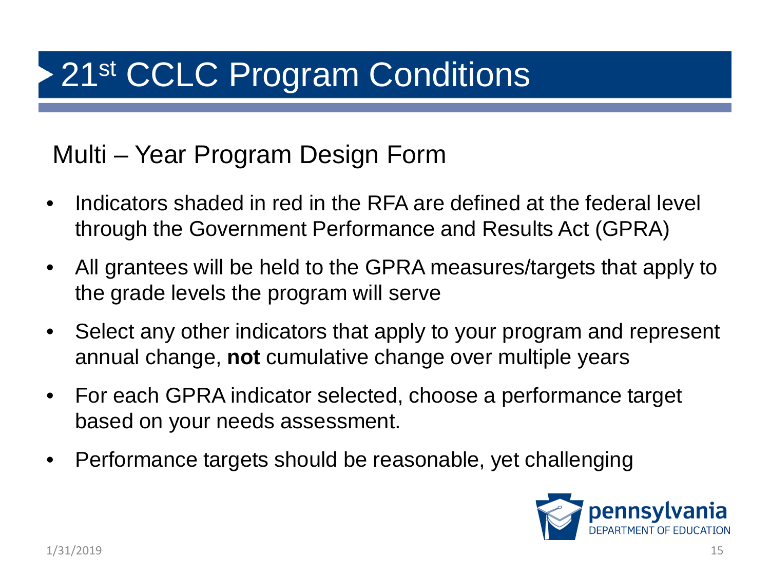# 21st CCLC Program Conditions

## Multi – Year Program Design Form

- Indicators shaded in red in the RFA are defined at the federal level through the Government Performance and Results Act (GPRA)
- All grantees will be held to the GPRA measures/targets that apply to the grade levels the program will serve
- Select any other indicators that apply to your program and represent annual change, **not** cumulative change over multiple years
- For each GPRA indicator selected, choose a performance target based on your needs assessment.
- Performance targets should be reasonable, yet challenging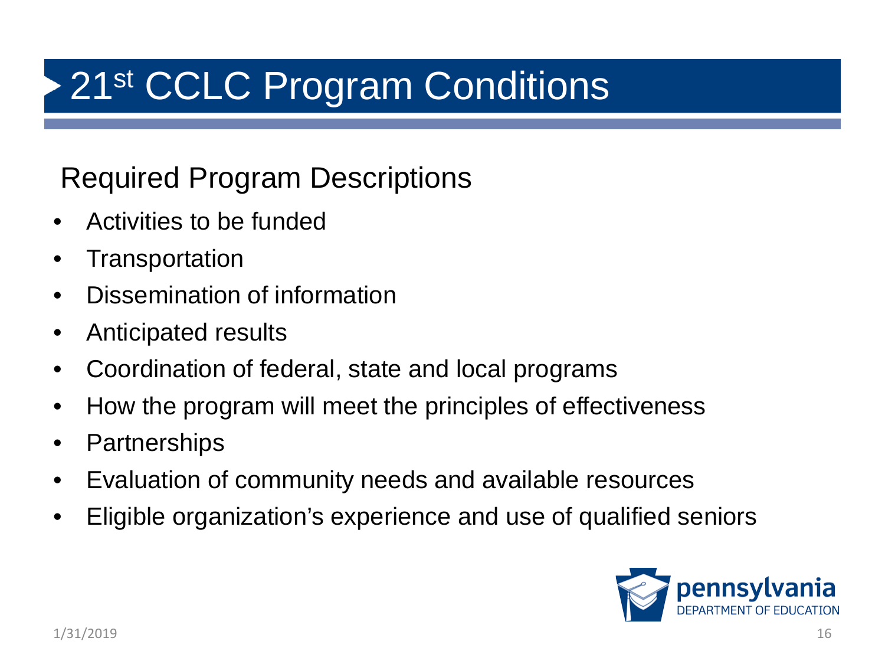# 21st CCLC Program Conditions

## Required Program Descriptions

- Activities to be funded
- Transportation
- Dissemination of information
- Anticipated results
- Coordination of federal, state and local programs
- How the program will meet the principles of effectiveness
- Partnerships
- Evaluation of community needs and available resources
- Eligible organization’s experience and use of qualified seniors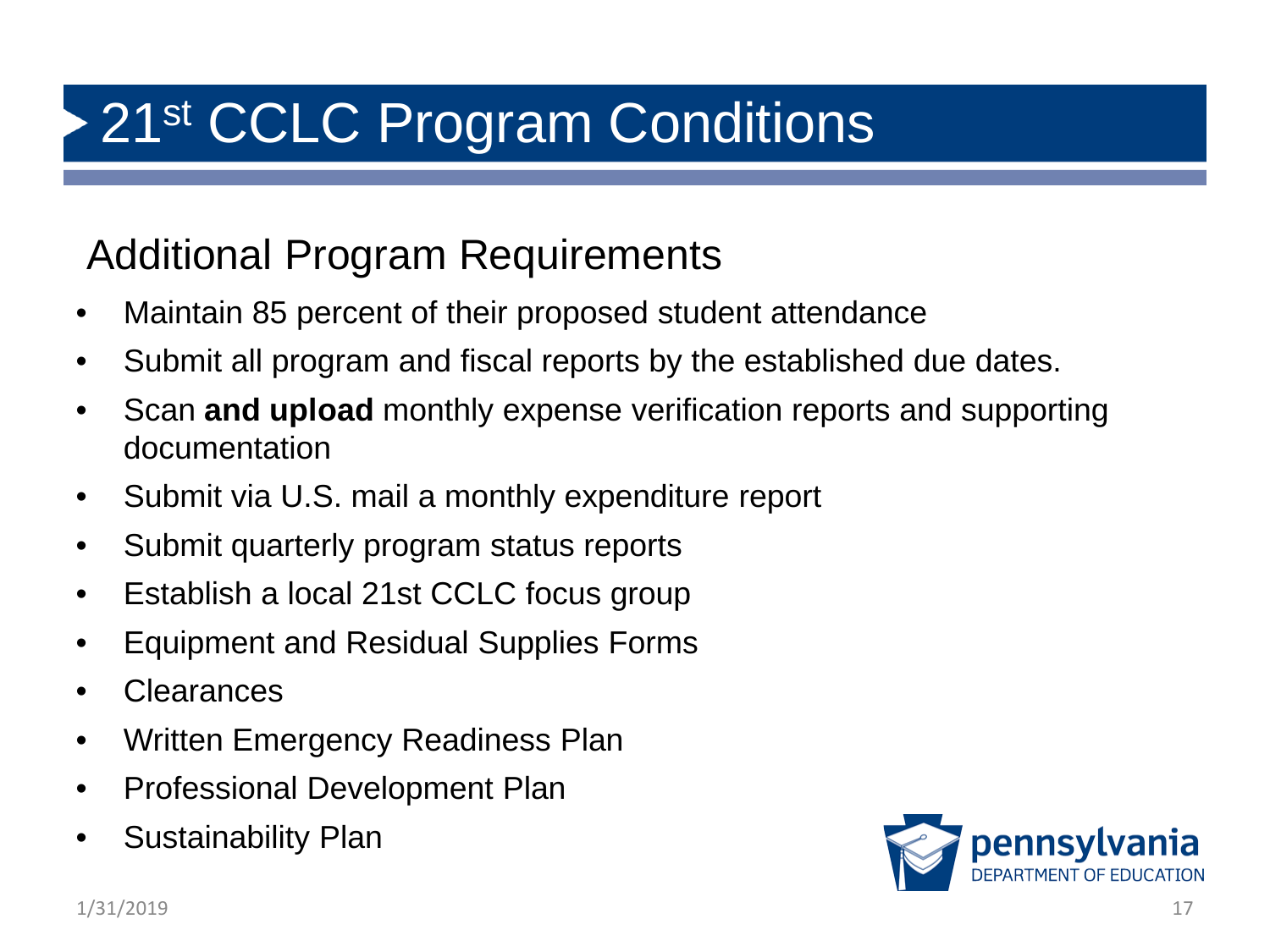# 21st CCLC Program Conditions

## Additional Program Requirements

- Maintain 85 percent of their proposed student attendance
- Submit all program and fiscal reports by the established due dates.
- Scan **and upload** monthly expense verification reports and supporting documentation
- Submit via U.S. mail a monthly expenditure report
- Submit quarterly program status reports
- Establish a local 21st CCLC focus group
- Equipment and Residual Supplies Forms
- Clearances
- Written Emergency Readiness Plan
- Professional Development Plan
- Sustainability Plan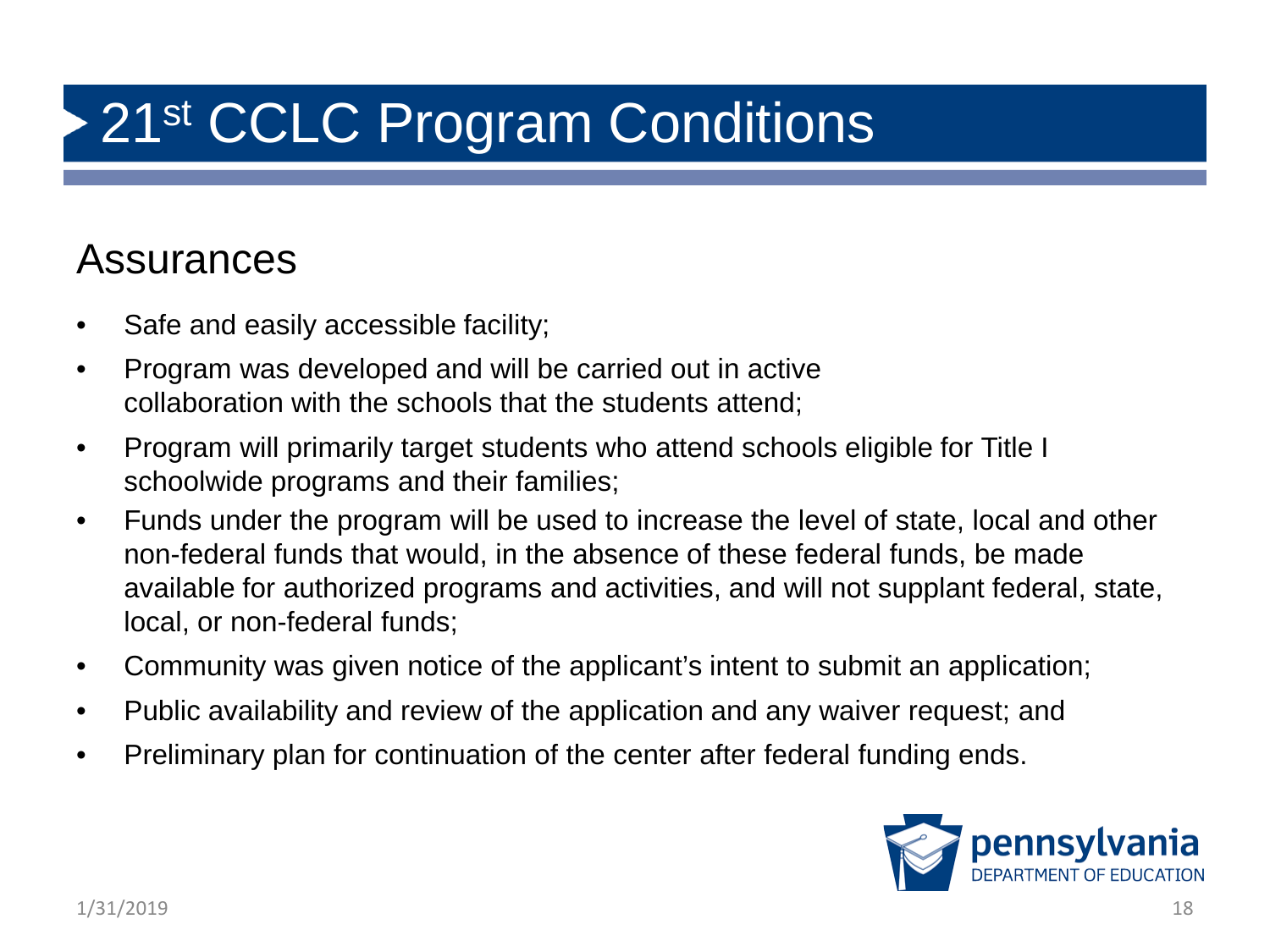# 21st CCLC Program Conditions

## Assurances

- Safe and easily accessible facility;
- Program was developed and will be carried out in active collaboration with the schools that the students attend;
- Program will primarily target students who attend schools eligible for Title I schoolwide programs and their families;
- Funds under the program will be used to increase the level of state, local and other non-federal funds that would, in the absence of these federal funds, be made available for authorized programs and activities, and will not supplant federal, state, local, or non-federal funds;
- Community was given notice of the applicant's intent to submit an application;
- Public availability and review of the application and any waiver request; and
- Preliminary plan for continuation of the center after federal funding ends.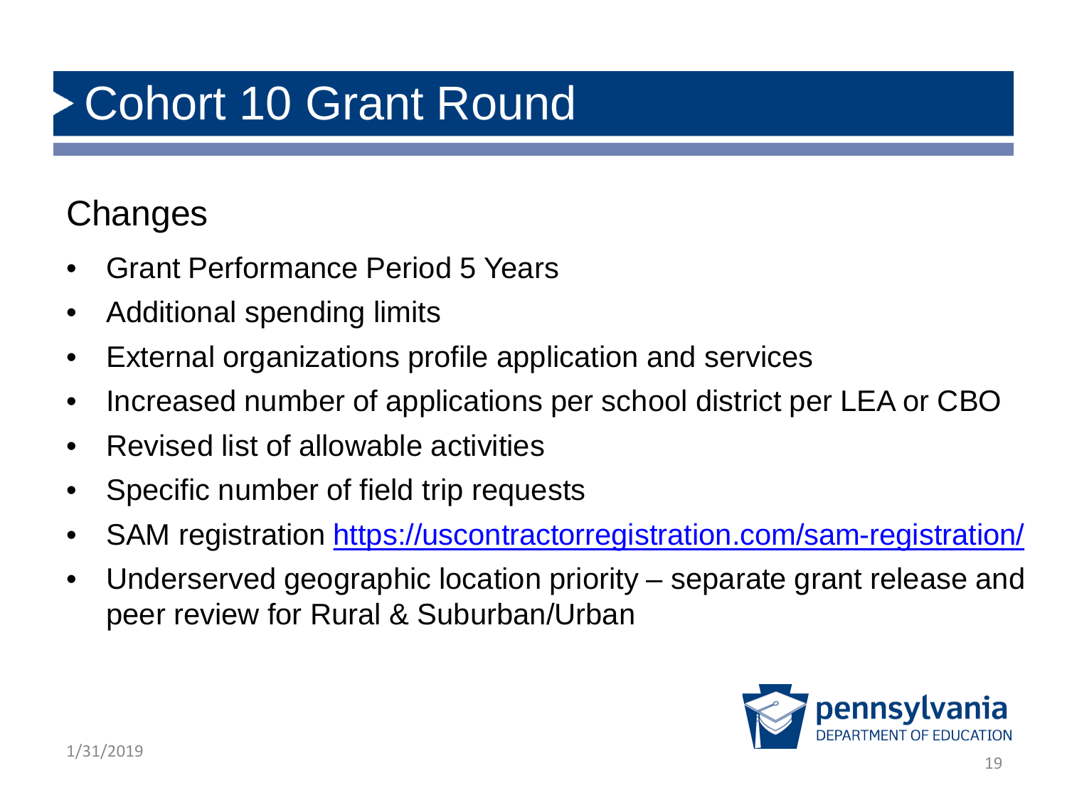# Cohort 10 Grant Round

## Changes

- Grant Performance Period 5 Years
- Additional spending limits
- External organizations profile application and services
- Increased number of applications per school district per LEA or CBO
- Revised list of allowable activities
- Specific number of field trip requests
- SAM registration https://uscontractorregistration.com/sam-registration/
- Underserved geographic location priority – separate grant release and peer review for Rural & Suburban/Urban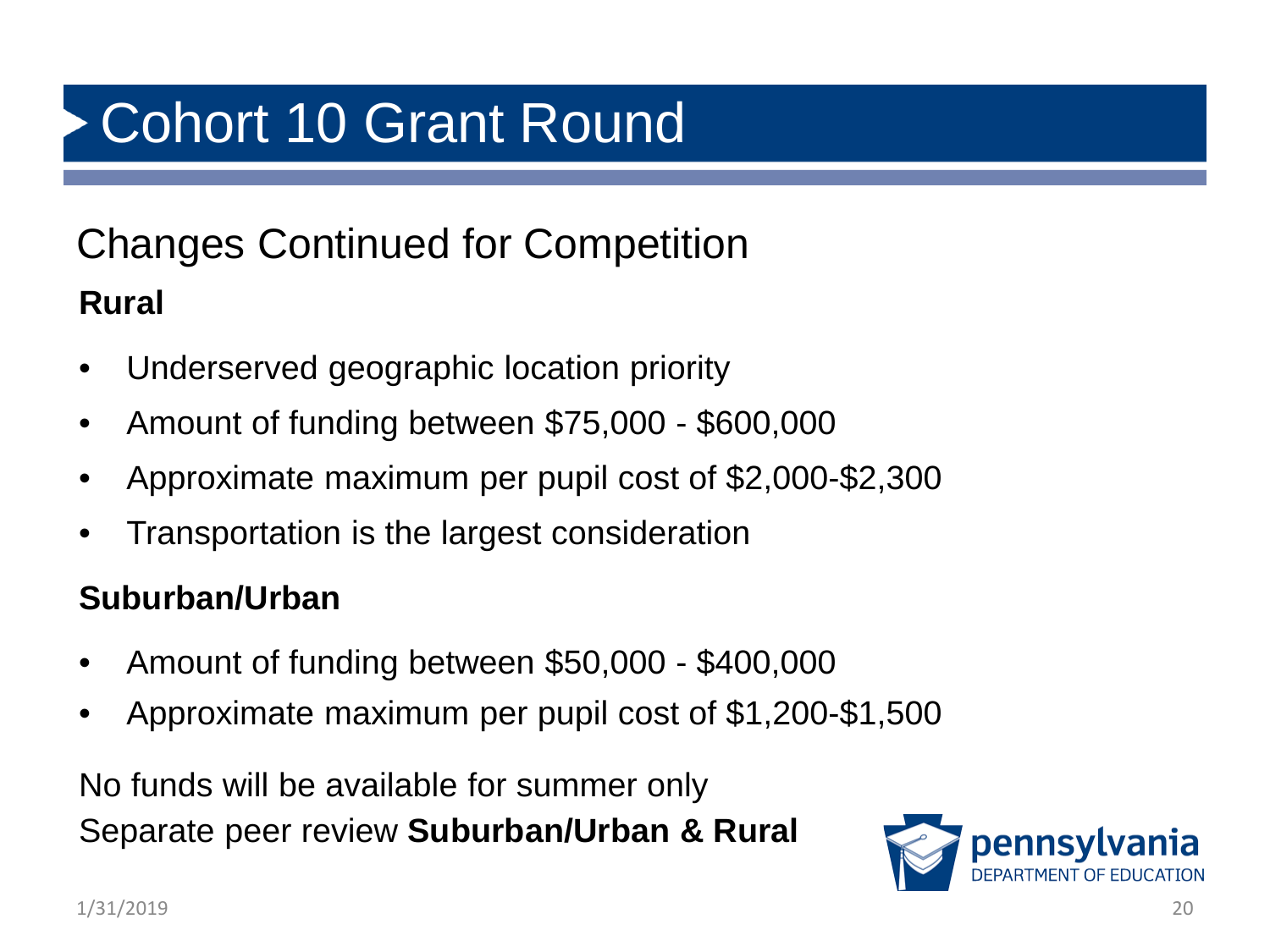# Cohort 10 Grant Round

## Changes Continued for Competition

**Rural**

- Underserved geographic location priority
- Amount of funding between $75,000 - $600,000
- Approximate maximum per pupil cost of $2,000-$2,300
- Transportation is the largest consideration

**Suburban/Urban**

- Amount of funding between $50,000 - $400,000
- Approximate maximum per pupil cost of $1,200-$1,500

No funds will be available for summer only

Separate peer review **Suburban/Urban & Rural**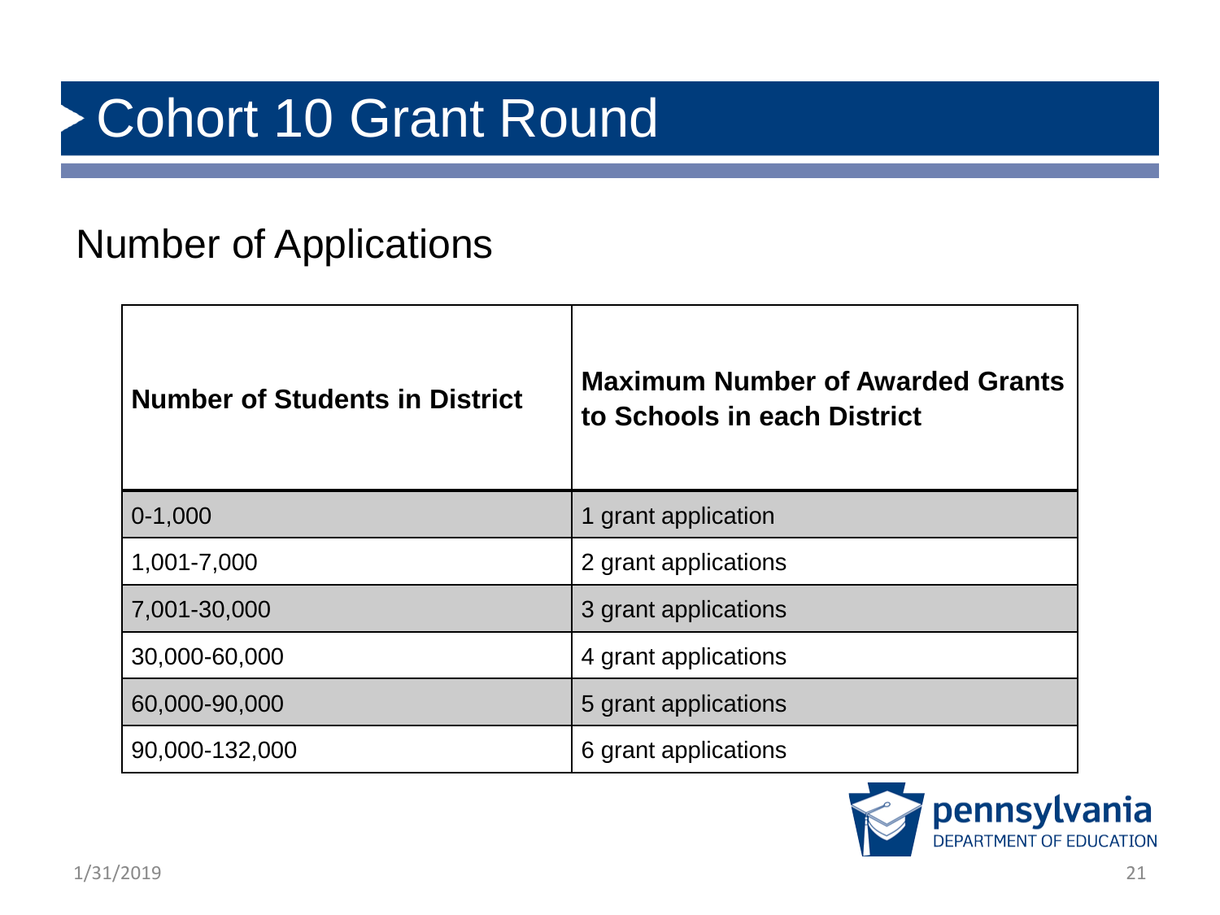# Cohort 10 Grant Round

## Number of Applications

| Number of Students in District | Maximum Number of Awarded Grants to Schools in each District |
|---|---|
| 0-1,000 | 1 grant application |
| 1,001-7,000 | 2 grant applications |
| 7,001-30,000 | 3 grant applications |
| 30,000-60,000 | 4 grant applications |
| 60,000-90,000 | 5 grant applications |
| 90,000-132,000 | 6 grant applications |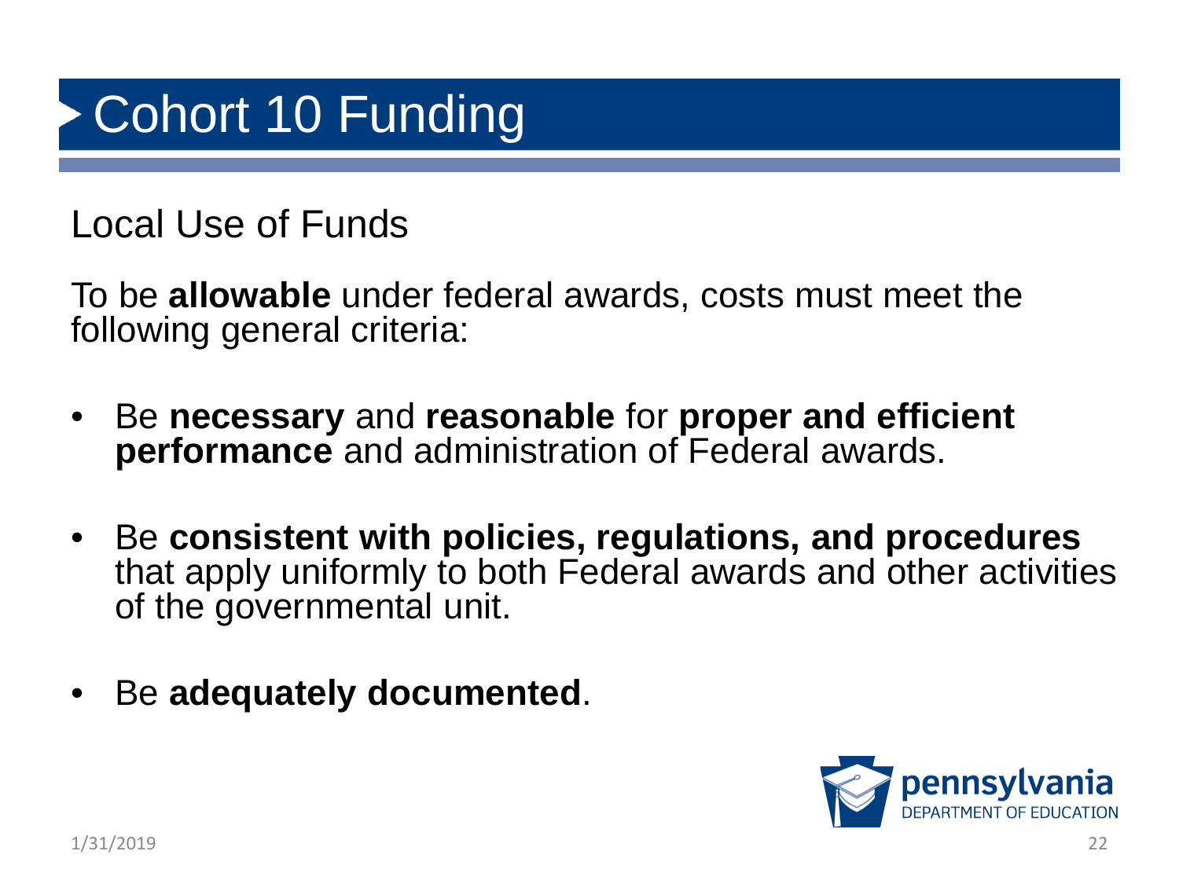# Cohort 10 Funding

Local Use of Funds

To be **allowable** under federal awards, costs must meet the following general criteria:

- Be **necessary** and **reasonable** for **proper and efficient performance** and administration of Federal awards.
- Be **consistent with policies, regulations, and procedures** that apply uniformly to both Federal awards and other activities of the governmental unit.
- Be **adequately documented**.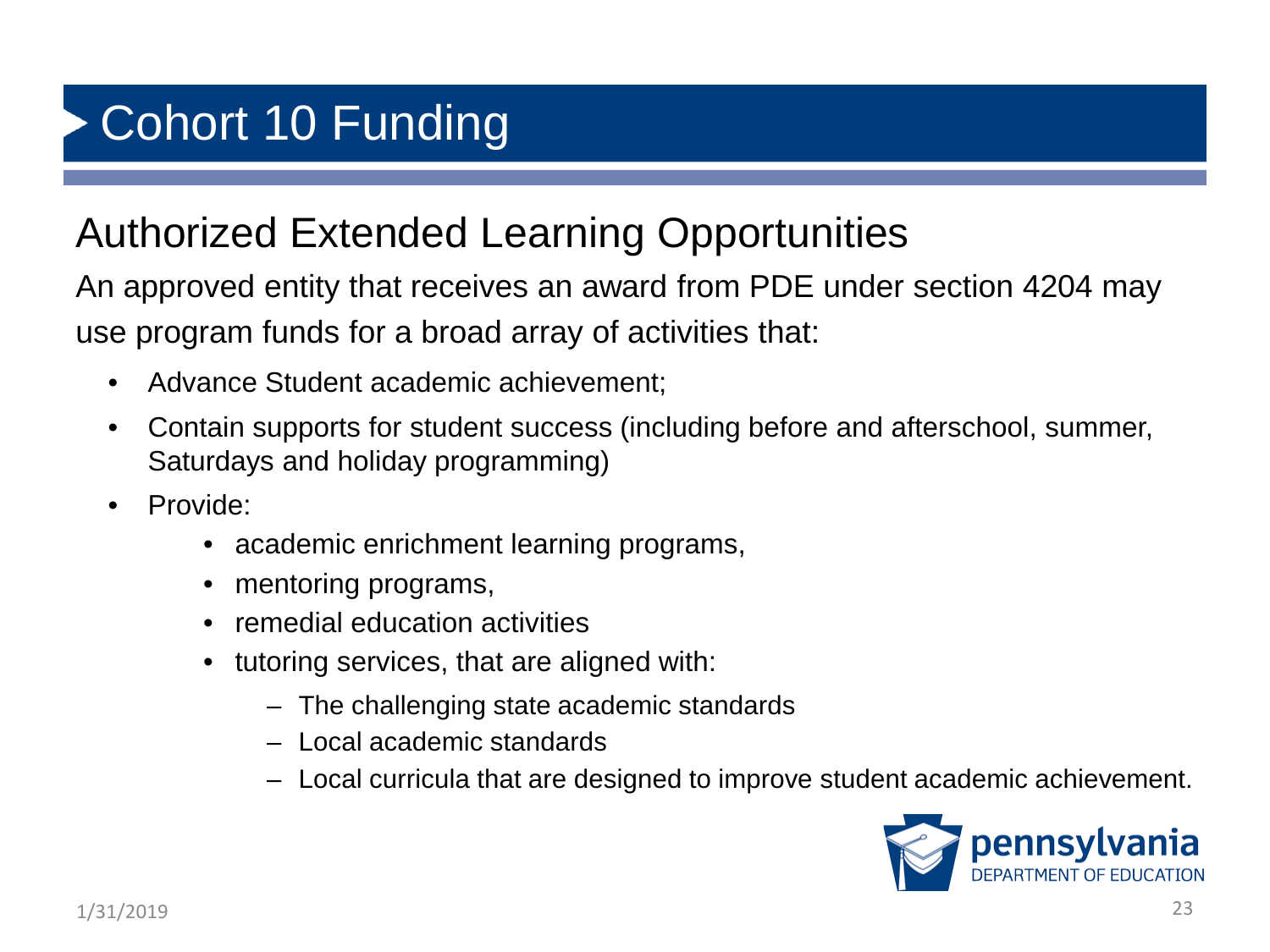# Cohort 10 Funding

## Authorized Extended Learning Opportunities

An approved entity that receives an award from PDE under section 4204 may use program funds for a broad array of activities that:

- Advance Student academic achievement;
- Contain supports for student success (including before and afterschool, summer, Saturdays and holiday programming)
- Provide:
  - academic enrichment learning programs,
  - mentoring programs,
  - remedial education activities
  - tutoring services, that are aligned with:
    - The challenging state academic standards
    - Local academic standards
    - Local curricula that are designed to improve student academic achievement.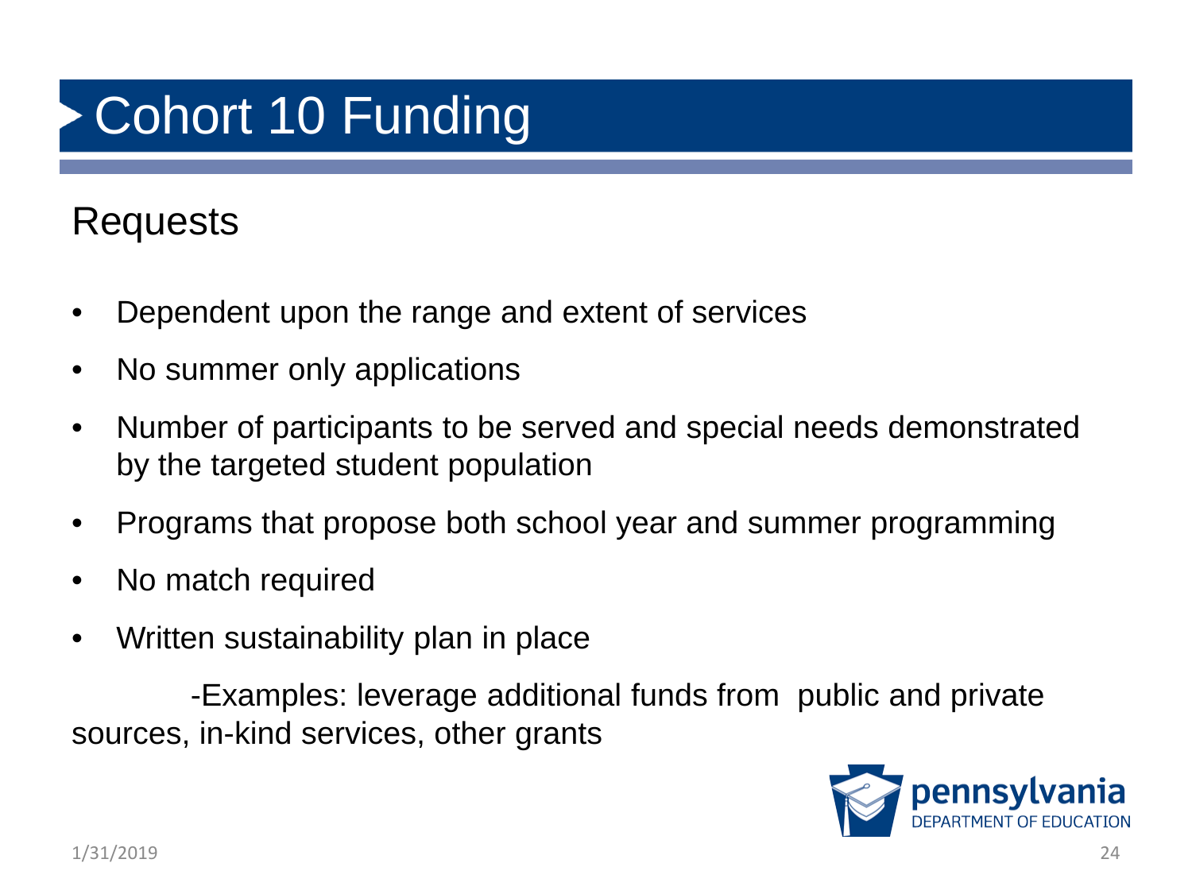# Cohort 10 Funding

## Requests

- Dependent upon the range and extent of services
- No summer only applications
- Number of participants to be served and special needs demonstrated by the targeted student population
- Programs that propose both school year and summer programming
- No match required
- Written sustainability plan in place

-Examples: leverage additional funds from public and private sources, in-kind services, other grants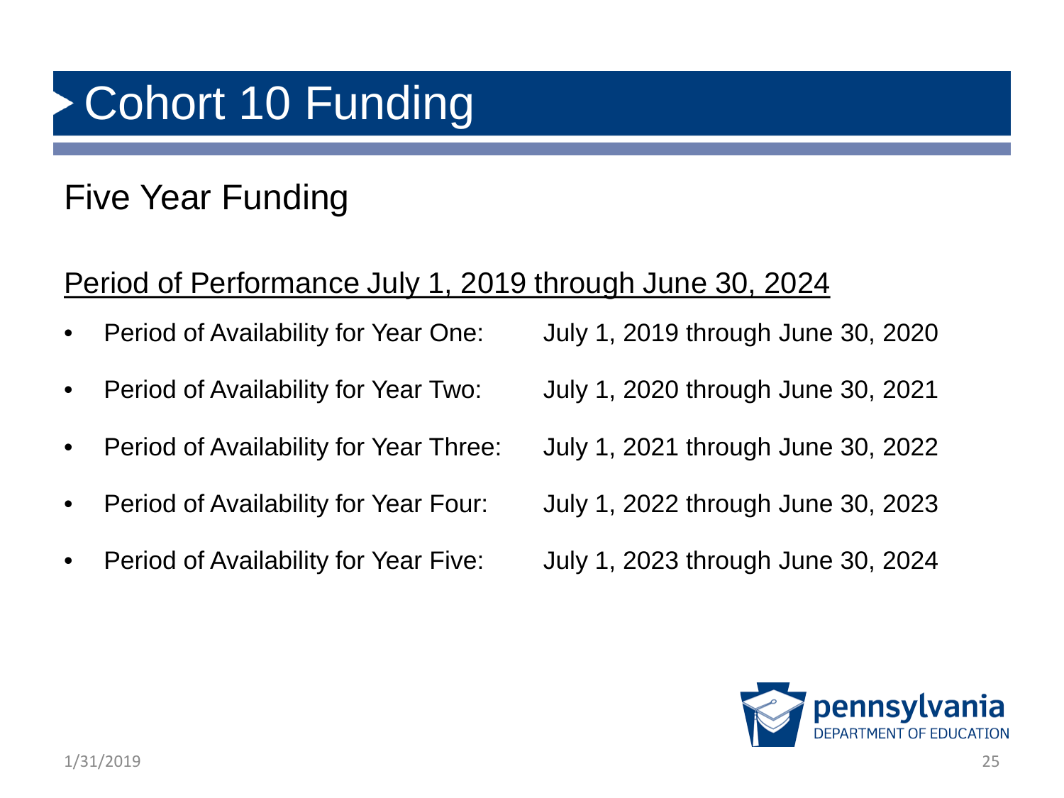# Cohort 10 Funding

## Five Year Funding

<u>Period of Performance July 1, 2019 through June 30, 2024</u>

- Period of Availability for Year One: July 1, 2019 through June 30, 2020
- Period of Availability for Year Two: July 1, 2020 through June 30, 2021
- Period of Availability for Year Three: July 1, 2021 through June 30, 2022
- Period of Availability for Year Four: July 1, 2022 through June 30, 2023
- Period of Availability for Year Five: July 1, 2023 through June 30, 2024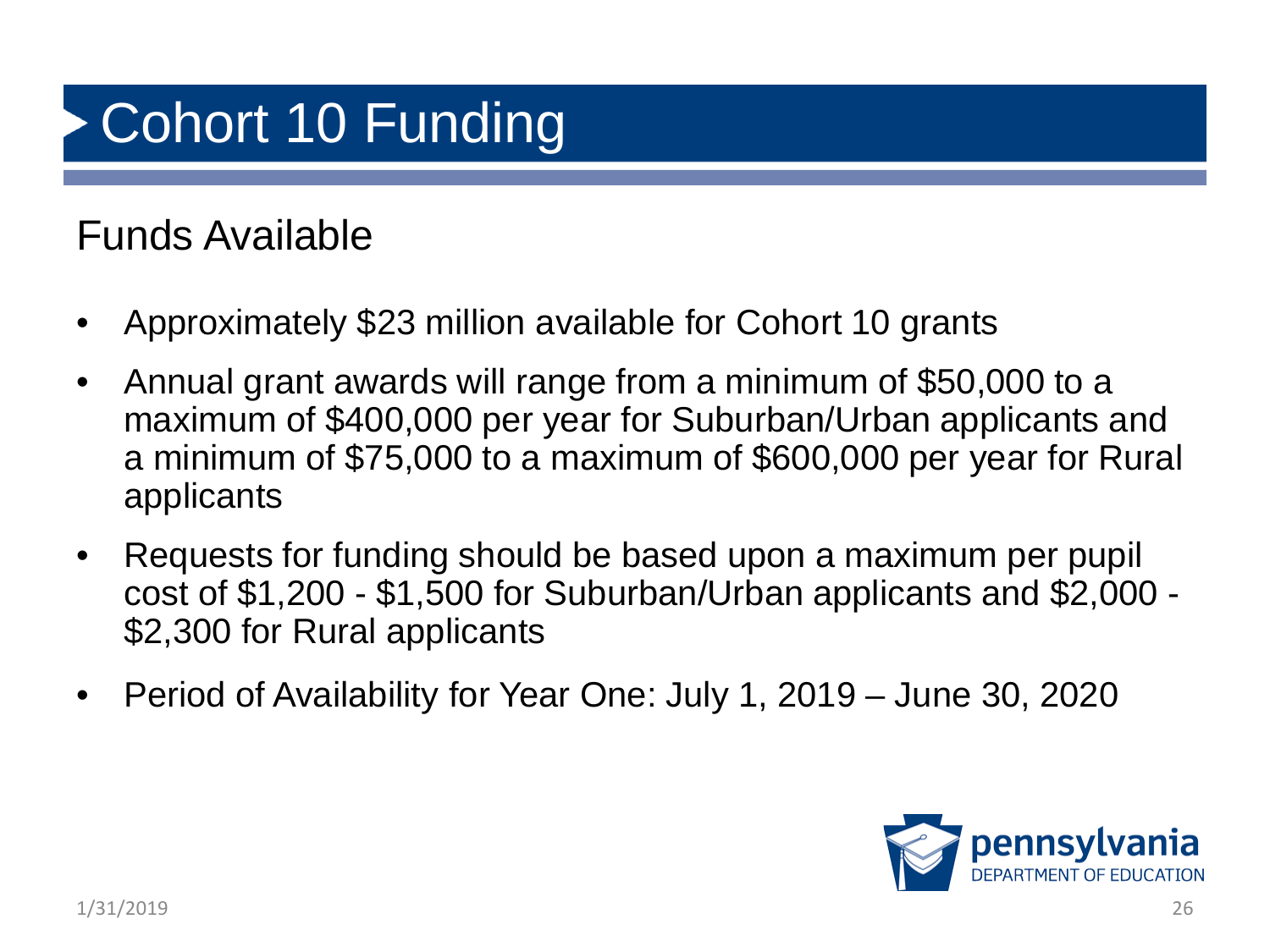# Cohort 10 Funding

## Funds Available

- Approximately $23 million available for Cohort 10 grants
- Annual grant awards will range from a minimum of $50,000 to a maximum of $400,000 per year for Suburban/Urban applicants and a minimum of $75,000 to a maximum of $600,000 per year for Rural applicants
- Requests for funding should be based upon a maximum per pupil cost of $1,200 - $1,500 for Suburban/Urban applicants and $2,000 - $2,300 for Rural applicants
- Period of Availability for Year One: July 1, 2019 – June 30, 2020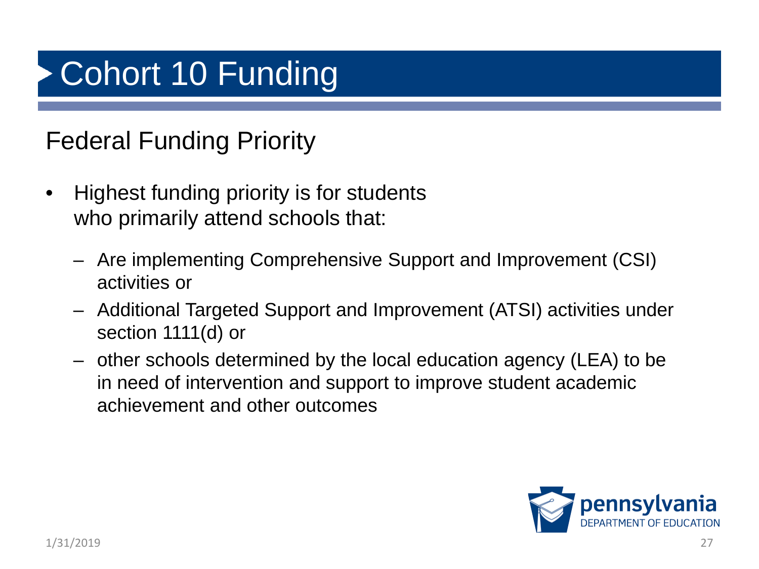# Cohort 10 Funding

## Federal Funding Priority

- Highest funding priority is for students who primarily attend schools that:
  - Are implementing Comprehensive Support and Improvement (CSI) activities or
  - Additional Targeted Support and Improvement (ATSI) activities under section 1111(d) or
  - other schools determined by the local education agency (LEA) to be in need of intervention and support to improve student academic achievement and other outcomes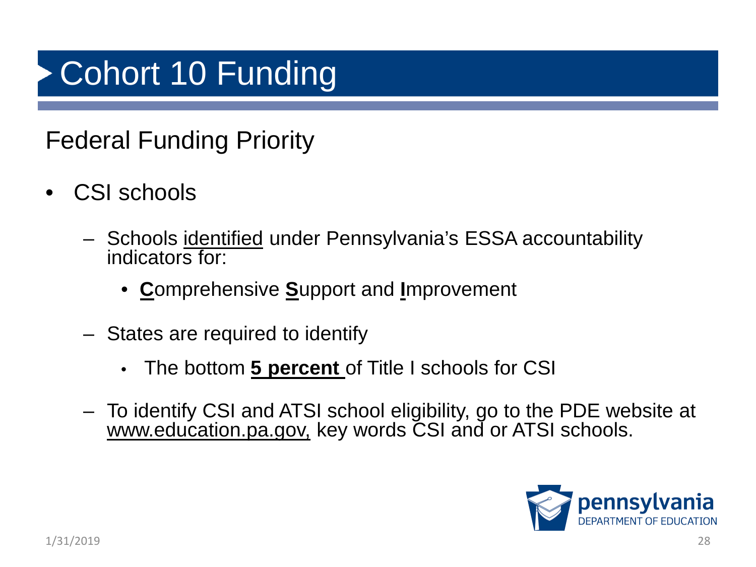# Cohort 10 Funding

## Federal Funding Priority

- CSI schools
  - Schools identified under Pennsylvania's ESSA accountability indicators for:
    - **C**omprehensive **S**upport and **I**mprovement
  - States are required to identify
    - The bottom **5 percent** of Title I schools for CSI
  - To identify CSI and ATSI school eligibility, go to the PDE website at www.education.pa.gov, key words CSI and or ATSI schools.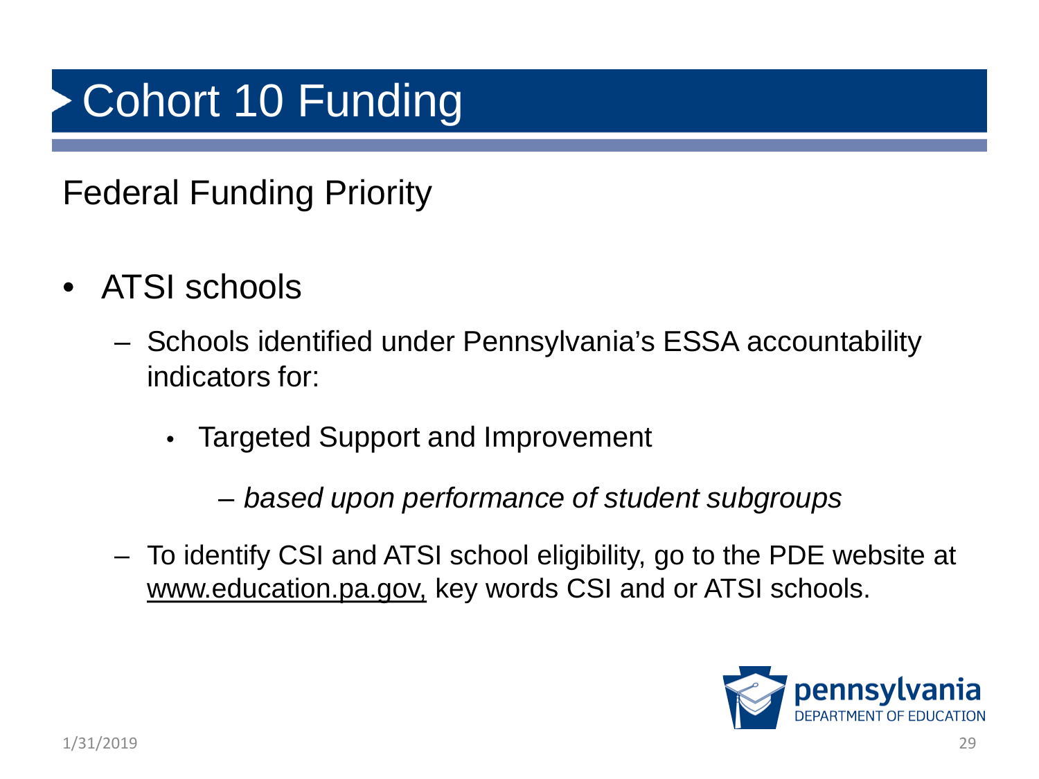# Cohort 10 Funding

## Federal Funding Priority

- ATSI schools
  - Schools identified under Pennsylvania's ESSA accountability indicators for:
    - Targeted Support and Improvement
      - *based upon performance of student subgroups*
  - To identify CSI and ATSI school eligibility, go to the PDE website at www.education.pa.gov, key words CSI and or ATSI schools.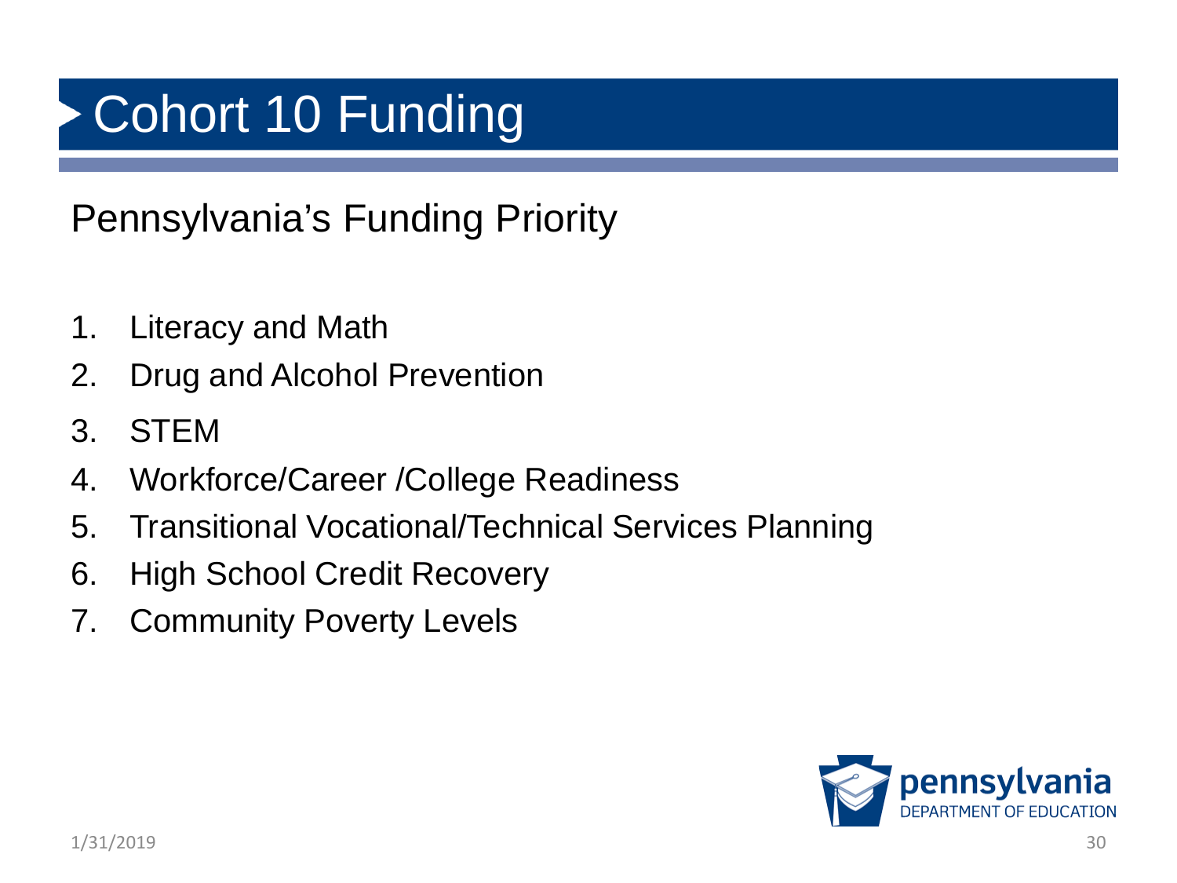# Cohort 10 Funding

## Pennsylvania's Funding Priority

1. Literacy and Math
2. Drug and Alcohol Prevention
3. STEM
4. Workforce/Career /College Readiness
5. Transitional Vocational/Technical Services Planning
6. High School Credit Recovery
7. Community Poverty Levels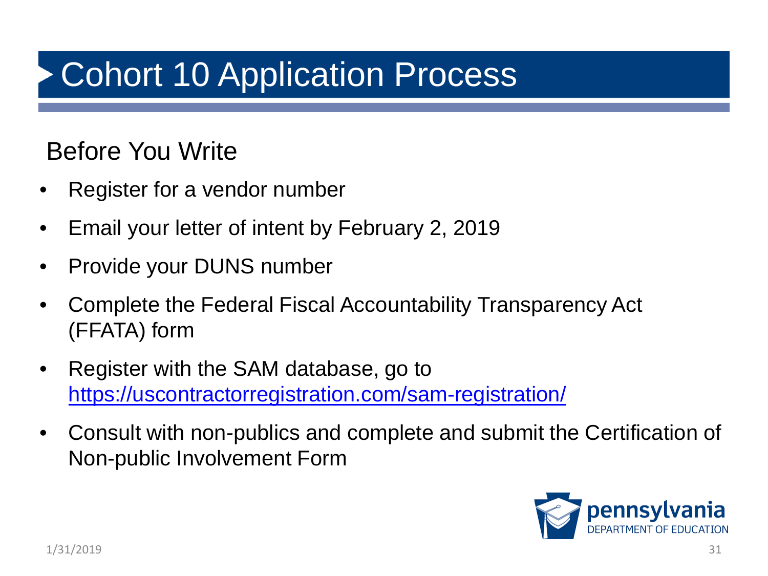# Cohort 10 Application Process

## Before You Write

- Register for a vendor number
- Email your letter of intent by February 2, 2019
- Provide your DUNS number
- Complete the Federal Fiscal Accountability Transparency Act (FFATA) form
- Register with the SAM database, go to https://uscontractorregistration.com/sam-registration/
- Consult with non-publics and complete and submit the Certification of Non-public Involvement Form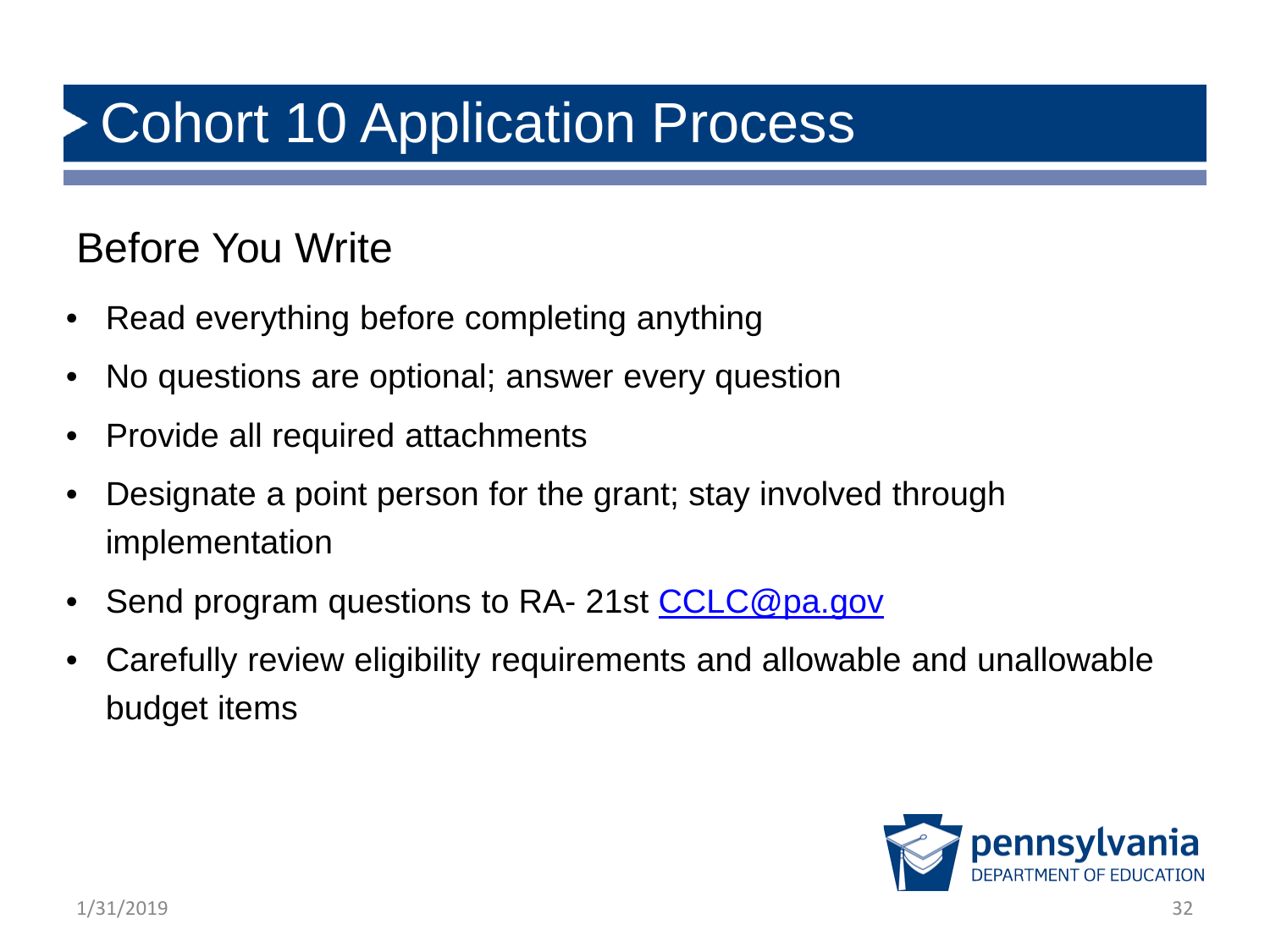# Cohort 10 Application Process

## Before You Write

- Read everything before completing anything
- No questions are optional; answer every question
- Provide all required attachments
- Designate a point person for the grant; stay involved through implementation
- Send program questions to RA- 21st CCLC@pa.gov
- Carefully review eligibility requirements and allowable and unallowable budget items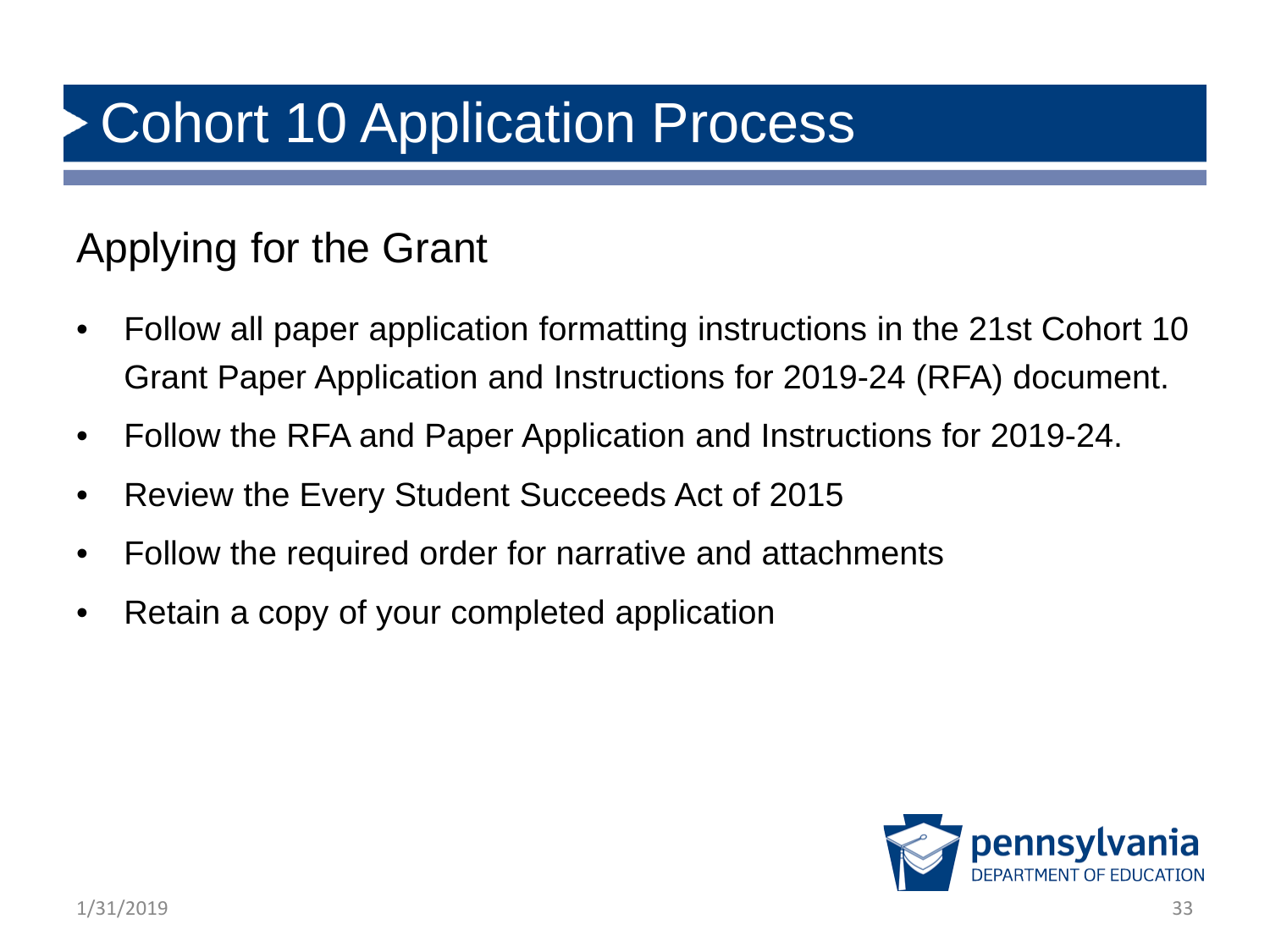# Cohort 10 Application Process

## Applying for the Grant

- Follow all paper application formatting instructions in the 21st Cohort 10 Grant Paper Application and Instructions for 2019-24 (RFA) document.
- Follow the RFA and Paper Application and Instructions for 2019-24.
- Review the Every Student Succeeds Act of 2015
- Follow the required order for narrative and attachments
- Retain a copy of your completed application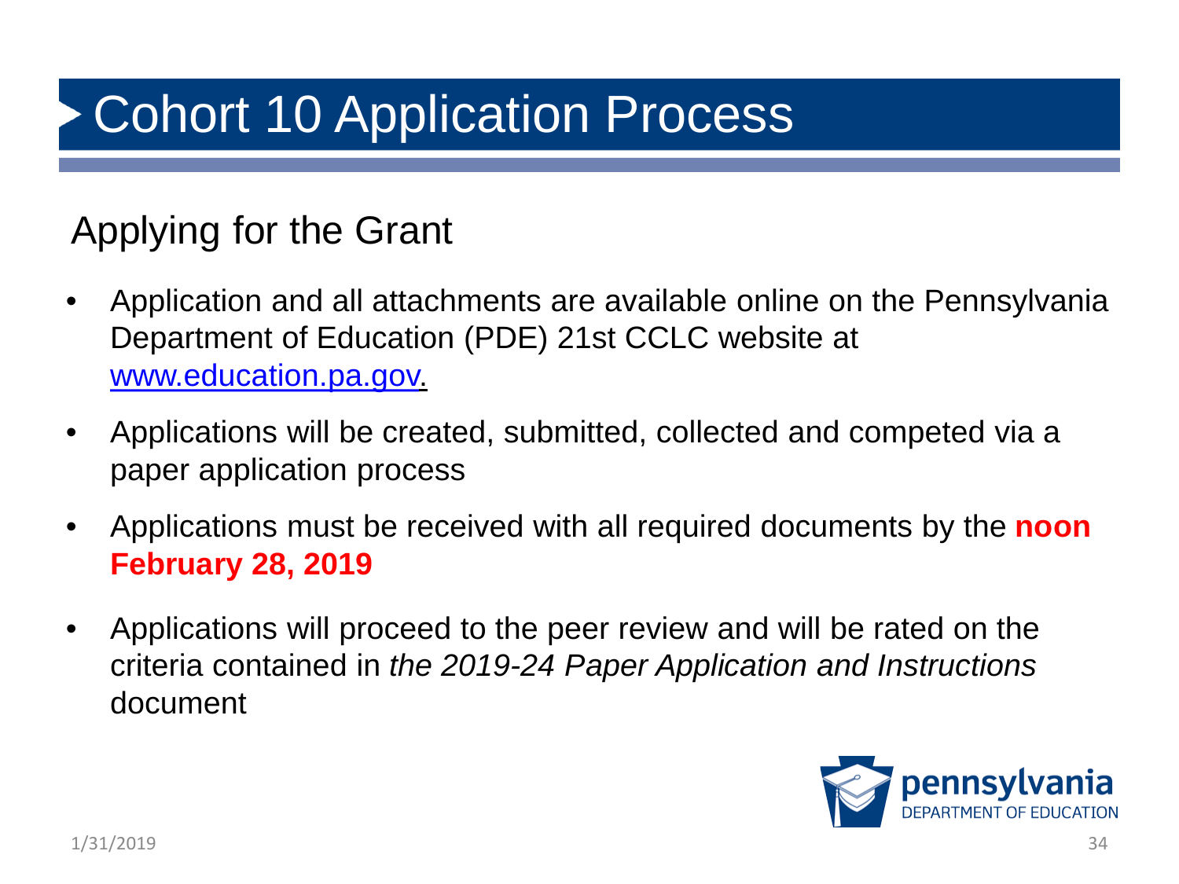# Cohort 10 Application Process

## Applying for the Grant

- Application and all attachments are available online on the Pennsylvania Department of Education (PDE) 21st CCLC website at [www.education.pa.gov](http://www.education.pa.gov).
- Applications will be created, submitted, collected and competed via a paper application process
- Applications must be received with all required documents by the **noon February 28, 2019**
- Applications will proceed to the peer review and will be rated on the criteria contained in *the 2019-24 Paper Application and Instructions* document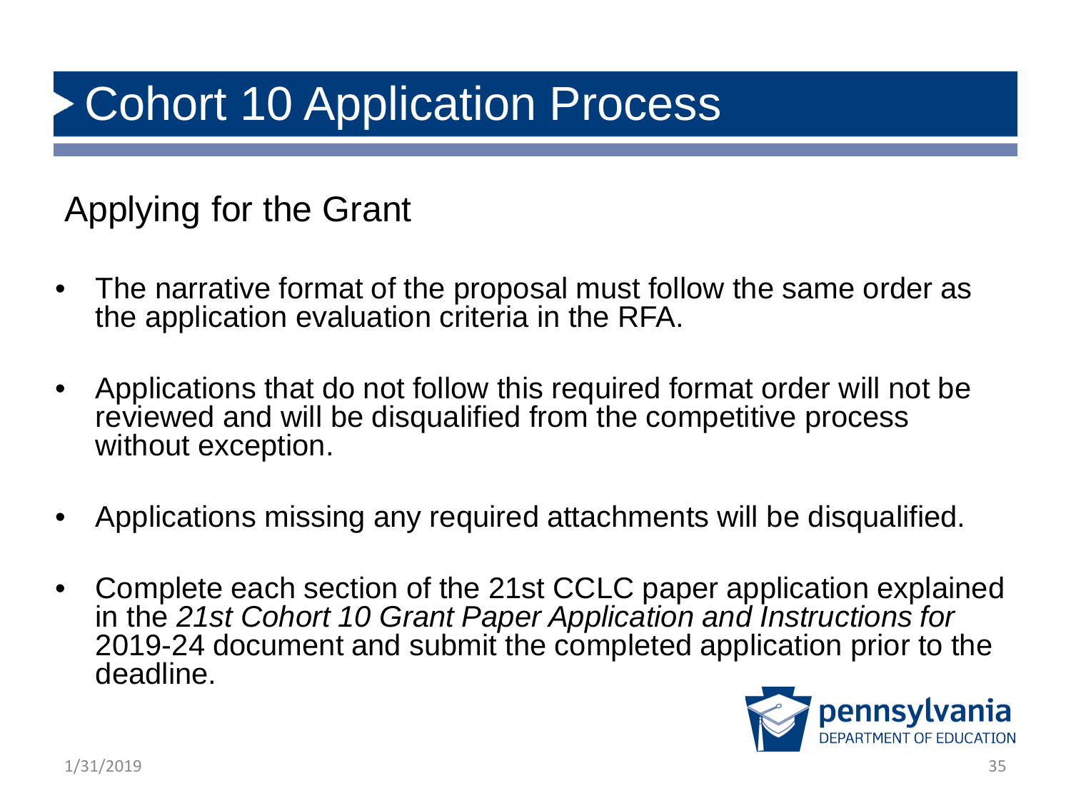# Cohort 10 Application Process

## Applying for the Grant

- The narrative format of the proposal must follow the same order as the application evaluation criteria in the RFA.
- Applications that do not follow this required format order will not be reviewed and will be disqualified from the competitive process without exception.
- Applications missing any required attachments will be disqualified.
- Complete each section of the 21st CCLC paper application explained in the *21st Cohort 10 Grant Paper Application and Instructions for* 2019-24 document and submit the completed application prior to the deadline.

1/31/2019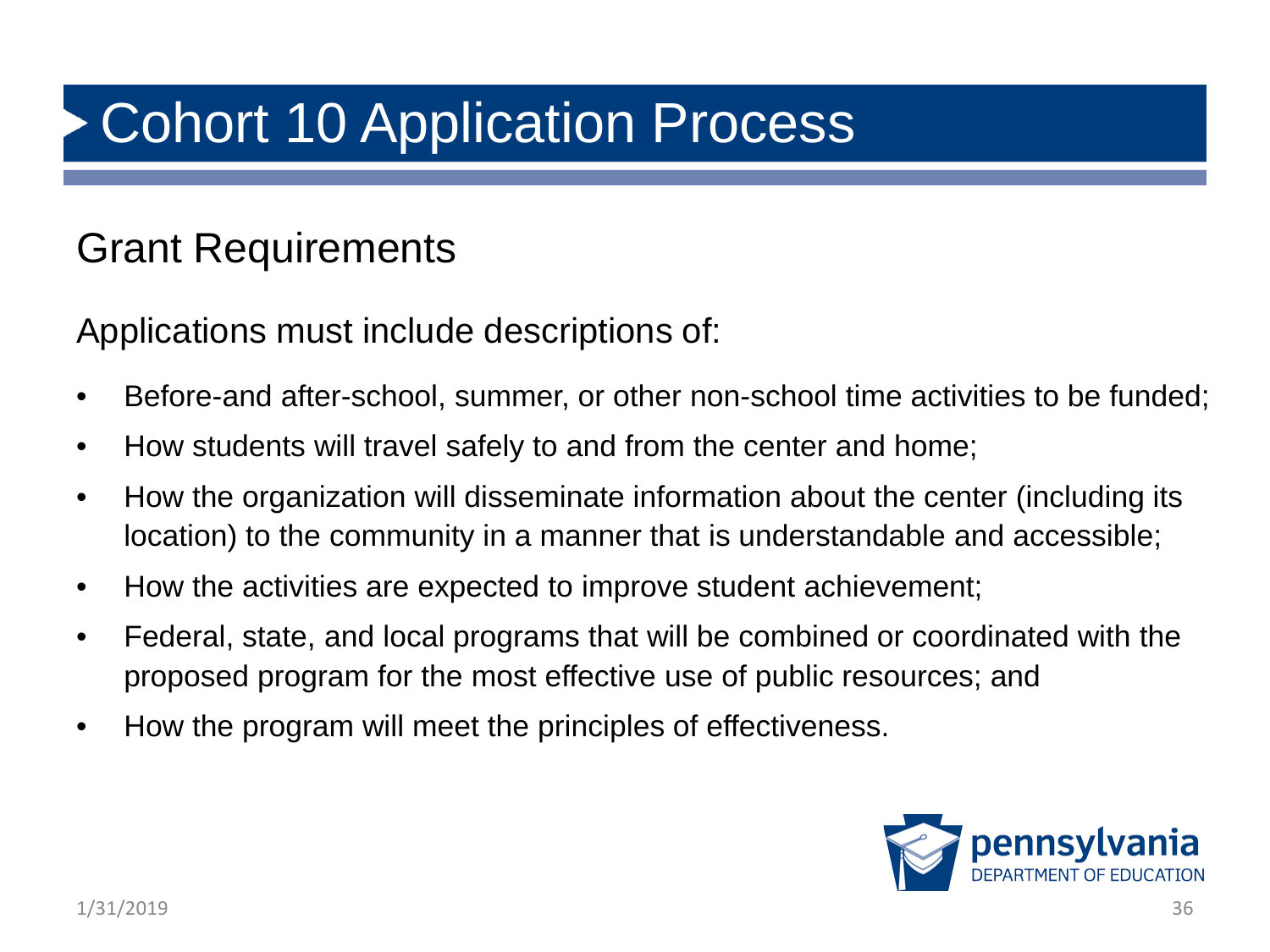# Cohort 10 Application Process

## Grant Requirements

Applications must include descriptions of:

- Before-and after-school, summer, or other non-school time activities to be funded;
- How students will travel safely to and from the center and home;
- How the organization will disseminate information about the center (including its location) to the community in a manner that is understandable and accessible;
- How the activities are expected to improve student achievement;
- Federal, state, and local programs that will be combined or coordinated with the proposed program for the most effective use of public resources; and
- How the program will meet the principles of effectiveness.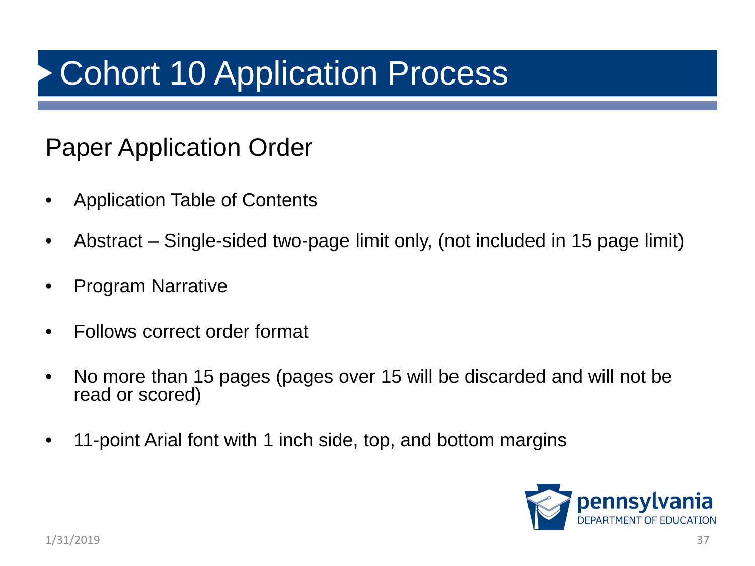# Cohort 10 Application Process

## Paper Application Order

- Application Table of Contents
- Abstract – Single-sided two-page limit only, (not included in 15 page limit)
- Program Narrative
- Follows correct order format
- No more than 15 pages (pages over 15 will be discarded and will not be read or scored)
- 11-point Arial font with 1 inch side, top, and bottom margins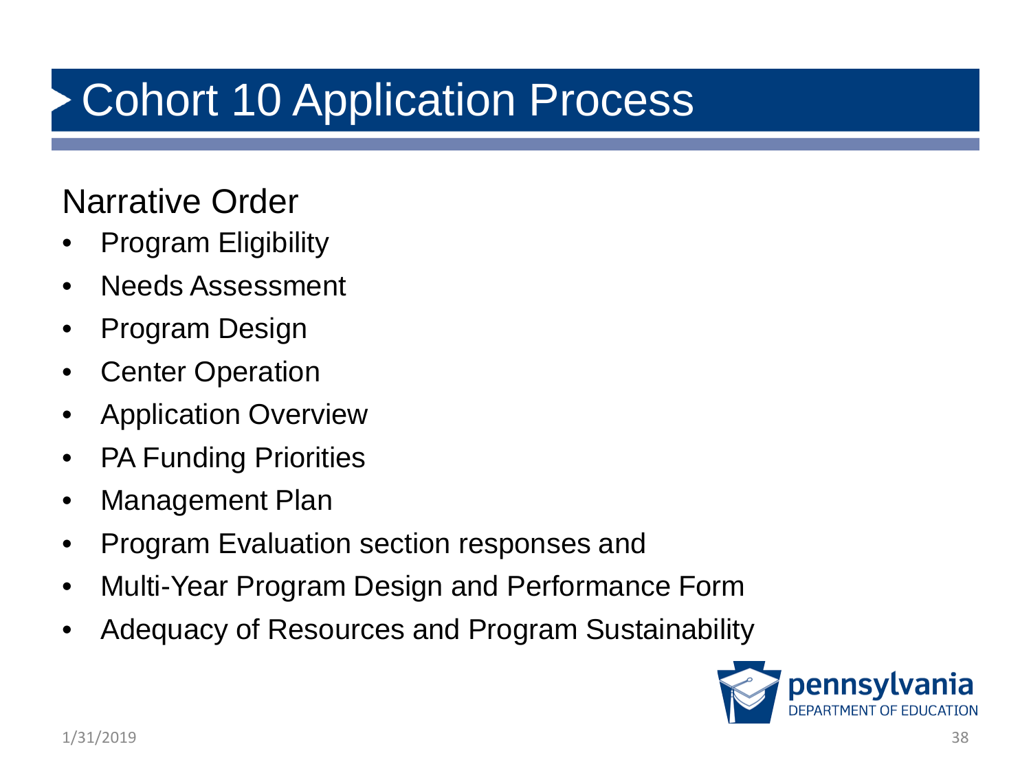# Cohort 10 Application Process

## Narrative Order

- Program Eligibility
- Needs Assessment
- Program Design
- Center Operation
- Application Overview
- PA Funding Priorities
- Management Plan
- Program Evaluation section responses and
- Multi-Year Program Design and Performance Form
- Adequacy of Resources and Program Sustainability

1/31/2019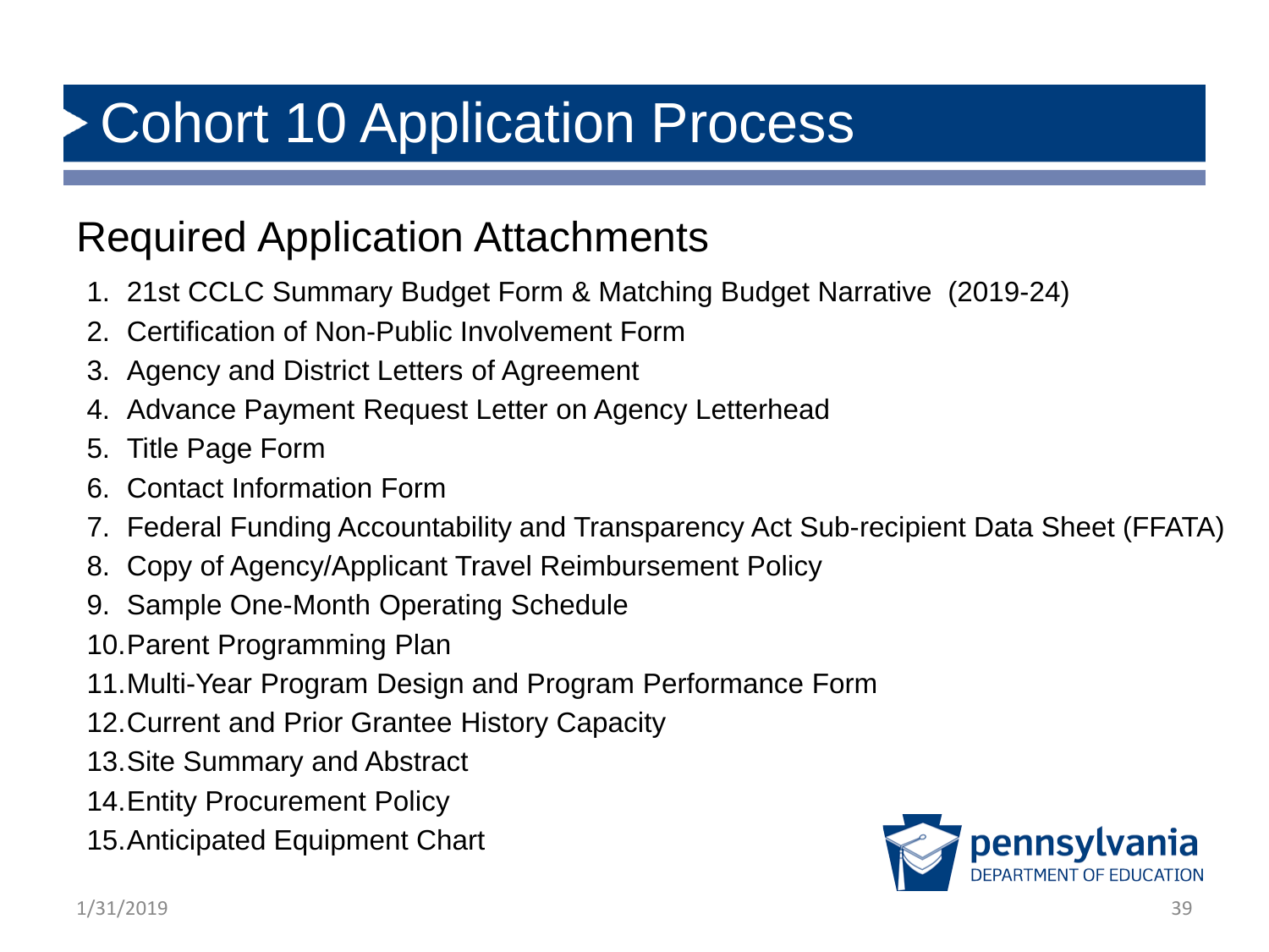# Cohort 10 Application Process

## Required Application Attachments

1. 21st CCLC Summary Budget Form & Matching Budget Narrative (2019-24)
2. Certification of Non-Public Involvement Form
3. Agency and District Letters of Agreement
4. Advance Payment Request Letter on Agency Letterhead
5. Title Page Form
6. Contact Information Form
7. Federal Funding Accountability and Transparency Act Sub-recipient Data Sheet (FFATA)
8. Copy of Agency/Applicant Travel Reimbursement Policy
9. Sample One-Month Operating Schedule
10. Parent Programming Plan
11. Multi-Year Program Design and Program Performance Form
12. Current and Prior Grantee History Capacity
13. Site Summary and Abstract
14. Entity Procurement Policy
15. Anticipated Equipment Chart

pennsylvania DEPARTMENT OF EDUCATION

1/31/2019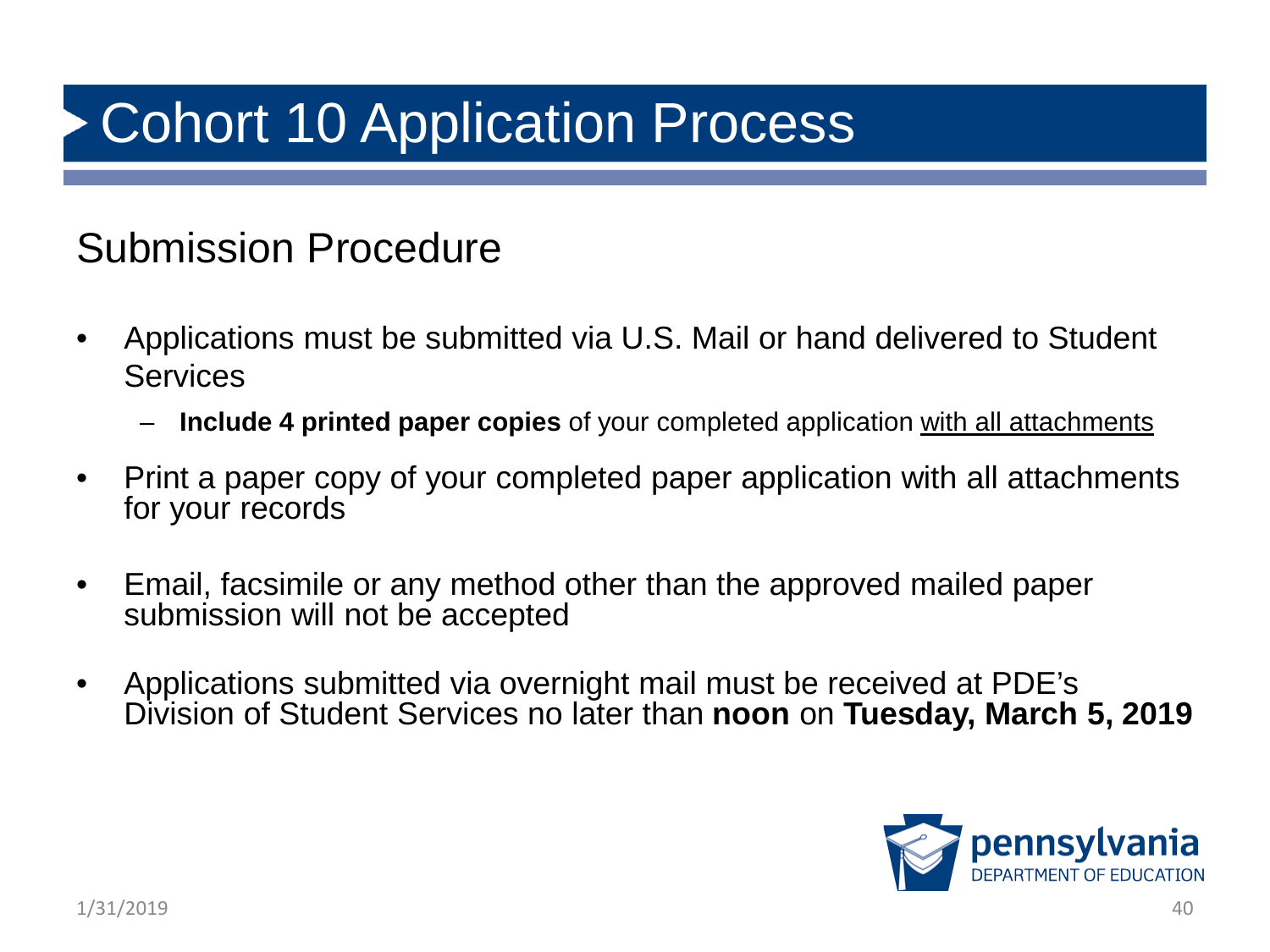# Cohort 10 Application Process

## Submission Procedure

- Applications must be submitted via U.S. Mail or hand delivered to Student Services
  - **Include 4 printed paper copies** of your completed application with all attachments
- Print a paper copy of your completed paper application with all attachments for your records
- Email, facsimile or any method other than the approved mailed paper submission will not be accepted
- Applications submitted via overnight mail must be received at PDE's Division of Student Services no later than **noon** on **Tuesday, March 5, 2019**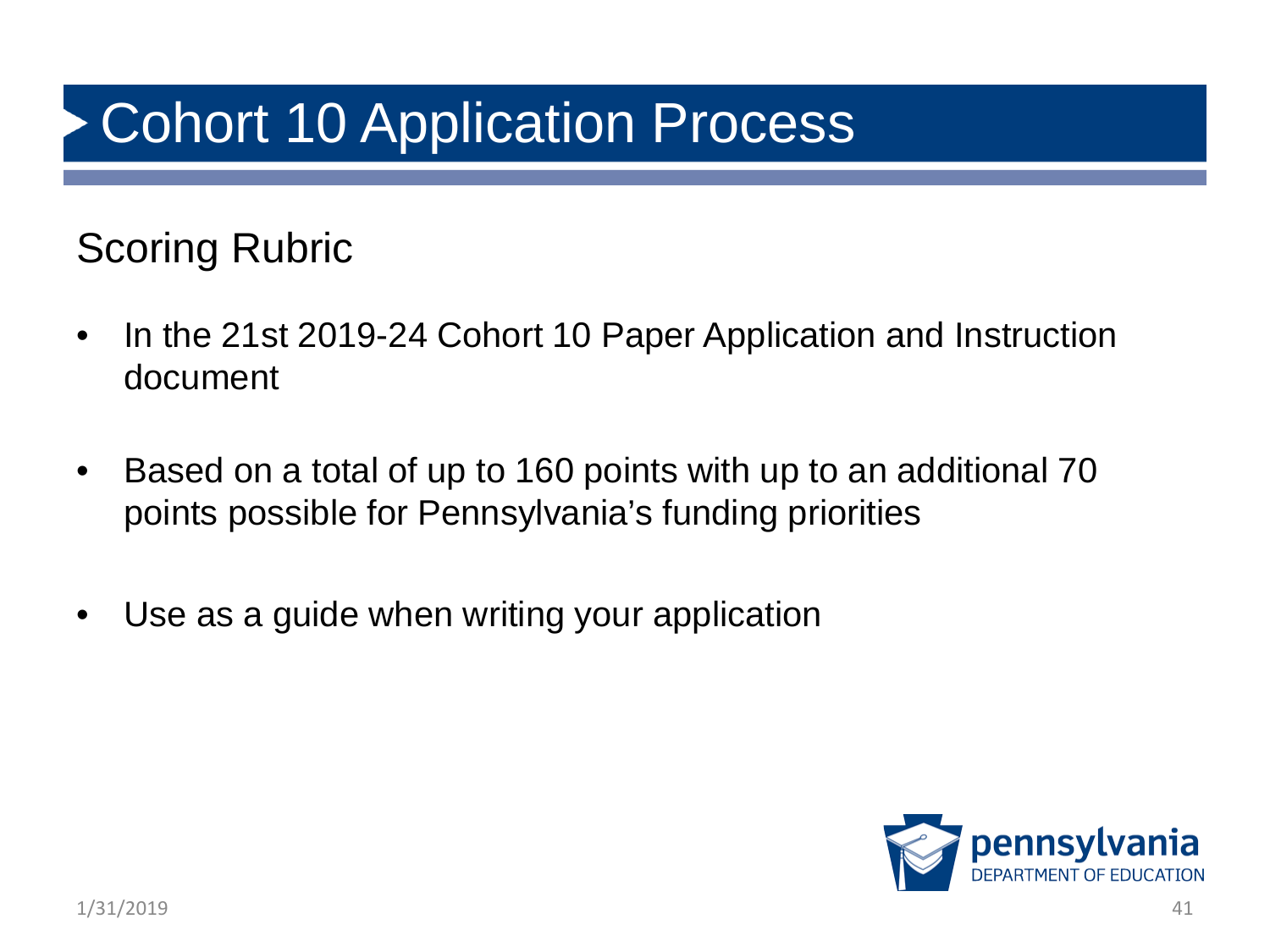# Cohort 10 Application Process

## Scoring Rubric

- In the 21st 2019-24 Cohort 10 Paper Application and Instruction document
- Based on a total of up to 160 points with up to an additional 70 points possible for Pennsylvania's funding priorities
- Use as a guide when writing your application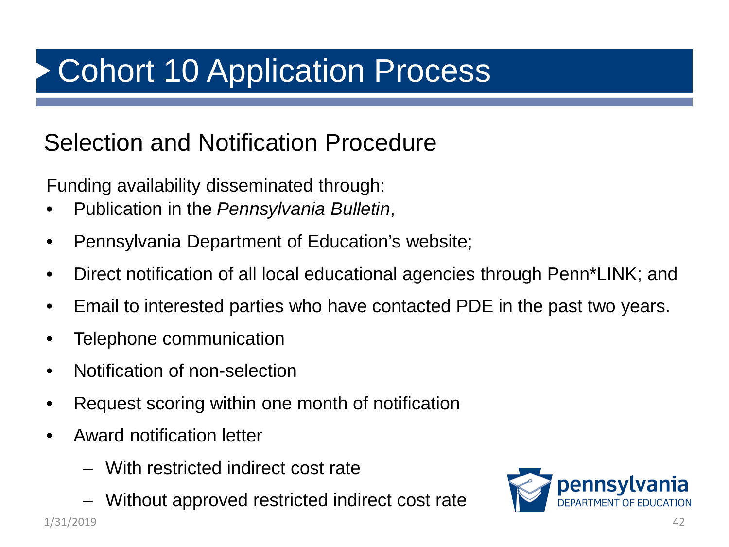# Cohort 10 Application Process

## Selection and Notification Procedure

Funding availability disseminated through:

- Publication in the *Pennsylvania Bulletin*,
- Pennsylvania Department of Education's website;
- Direct notification of all local educational agencies through Penn*LINK; and
- Email to interested parties who have contacted PDE in the past two years.
- Telephone communication
- Notification of non-selection
- Request scoring within one month of notification
- Award notification letter
  - With restricted indirect cost rate
  - Without approved restricted indirect cost rate

1/31/2019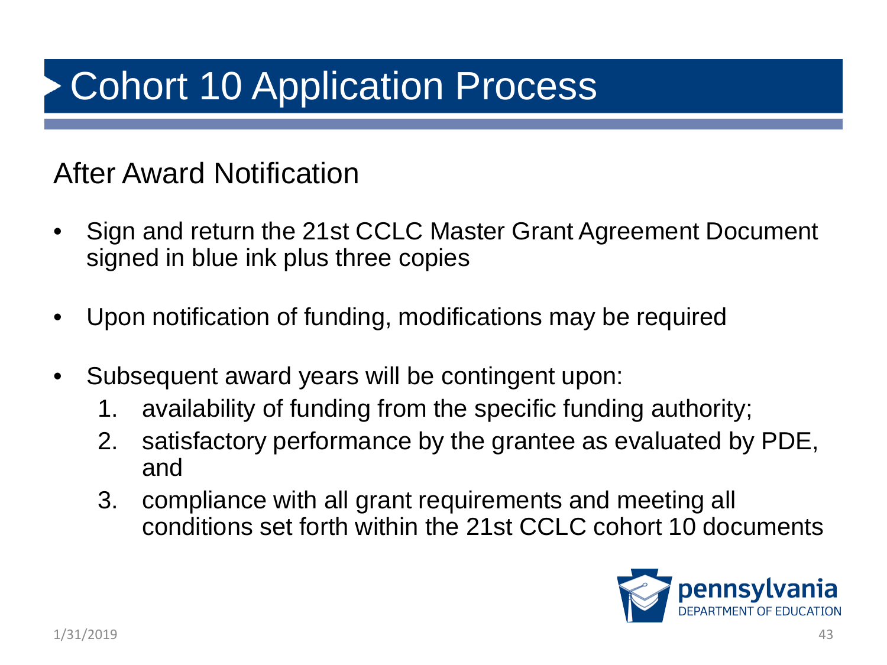# Cohort 10 Application Process

## After Award Notification

- Sign and return the 21st CCLC Master Grant Agreement Document signed in blue ink plus three copies
- Upon notification of funding, modifications may be required
- Subsequent award years will be contingent upon:
  1. availability of funding from the specific funding authority;
  2. satisfactory performance by the grantee as evaluated by PDE, and
  3. compliance with all grant requirements and meeting all conditions set forth within the 21st CCLC cohort 10 documents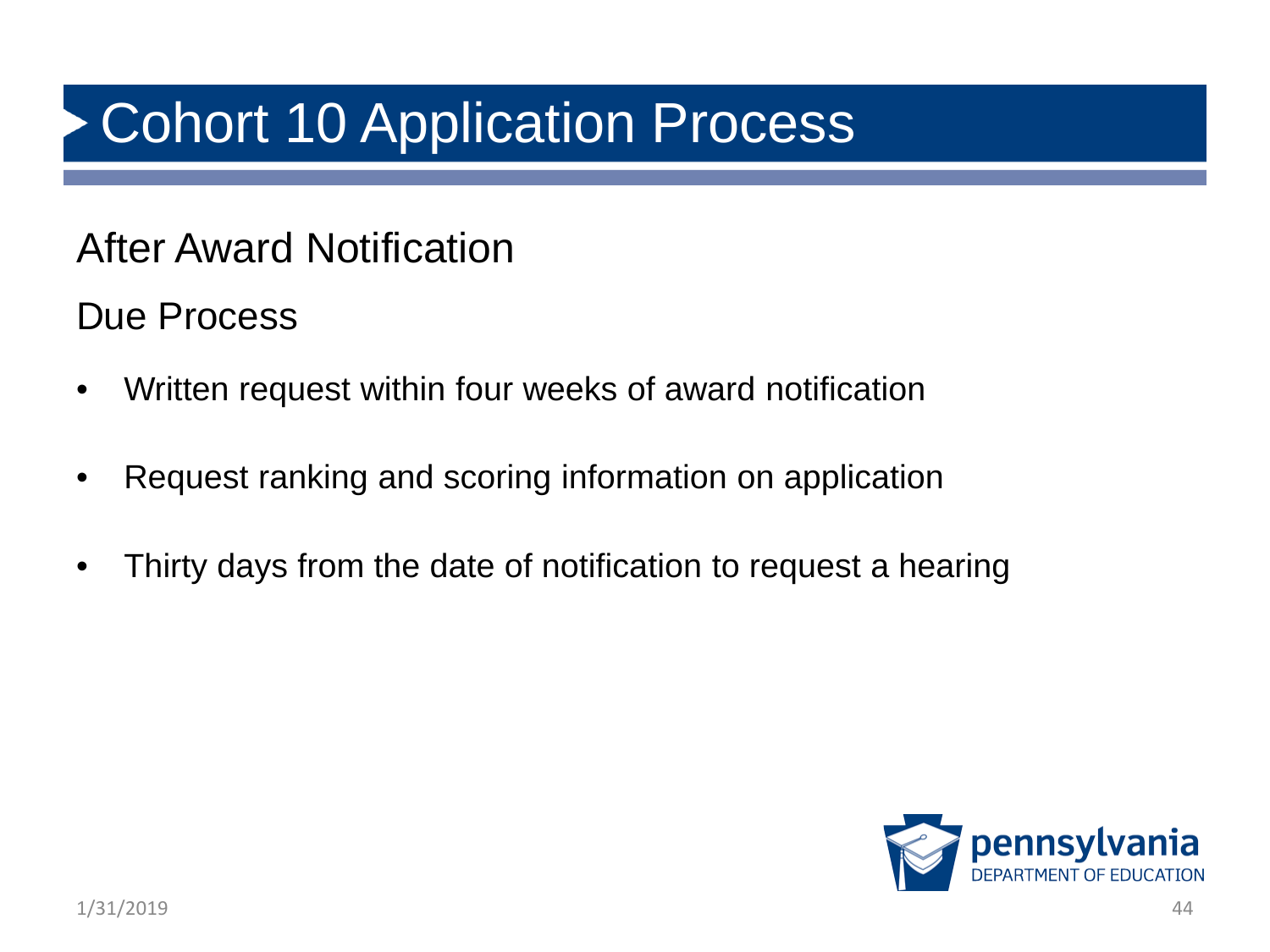# Cohort 10 Application Process

## After Award Notification

### Due Process

- Written request within four weeks of award notification
- Request ranking and scoring information on application
- Thirty days from the date of notification to request a hearing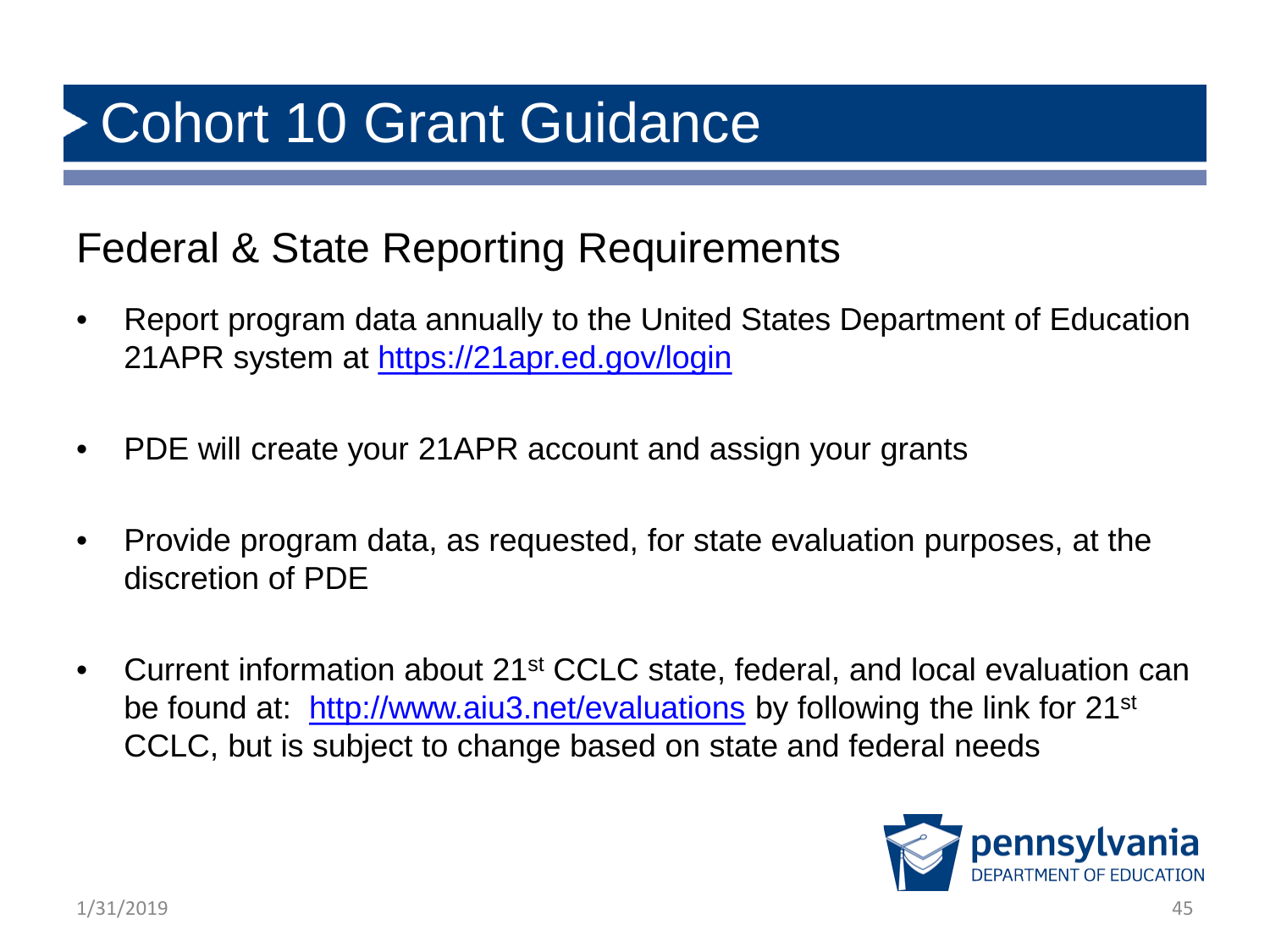# Cohort 10 Grant Guidance

## Federal & State Reporting Requirements

- Report program data annually to the United States Department of Education 21APR system at https://21apr.ed.gov/login
- PDE will create your 21APR account and assign your grants
- Provide program data, as requested, for state evaluation purposes, at the discretion of PDE
- Current information about 21st CCLC state, federal, and local evaluation can be found at: http://www.aiu3.net/evaluations by following the link for 21st CCLC, but is subject to change based on state and federal needs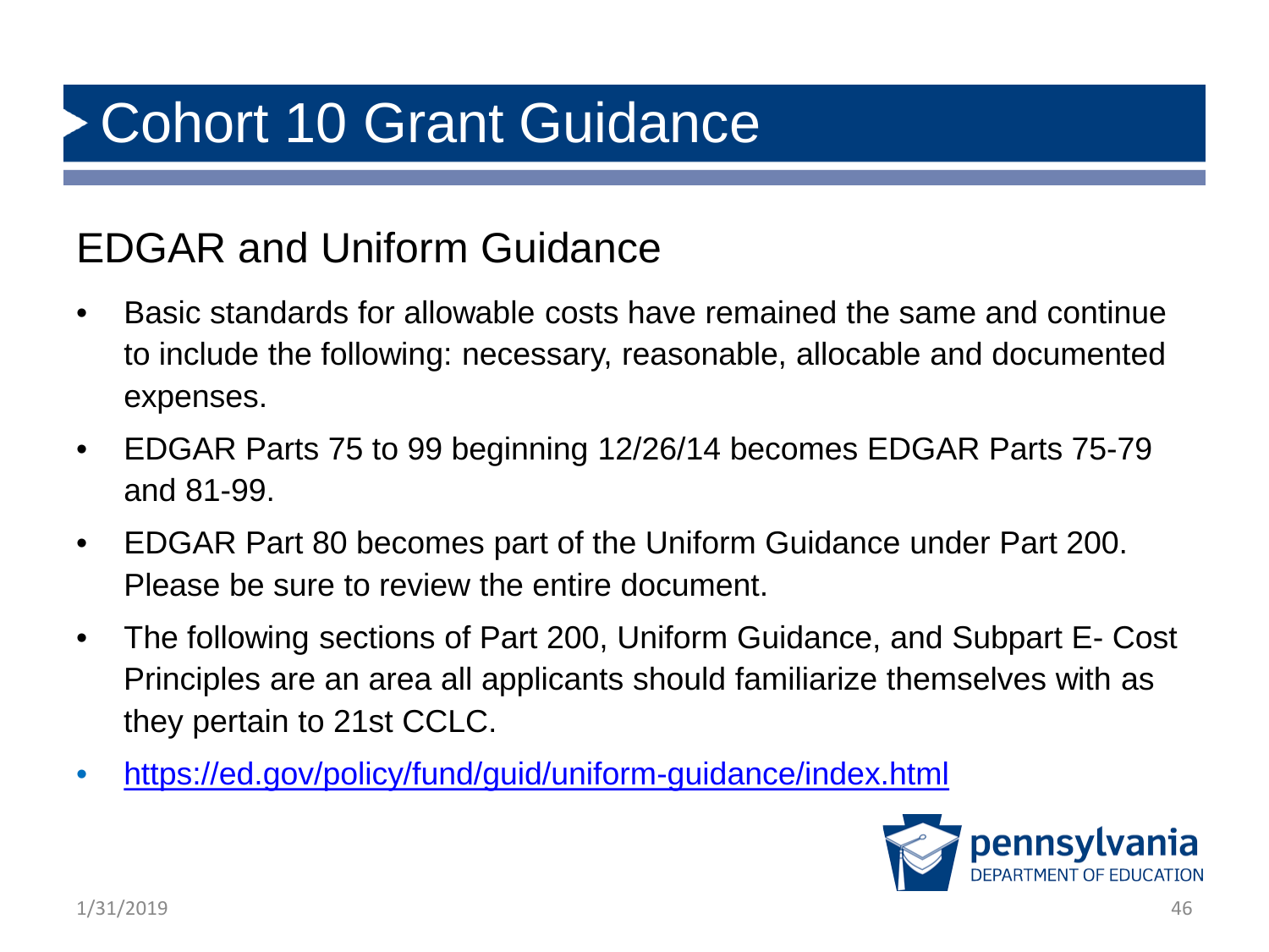# Cohort 10 Grant Guidance

## EDGAR and Uniform Guidance

- Basic standards for allowable costs have remained the same and continue to include the following: necessary, reasonable, allocable and documented expenses.
- EDGAR Parts 75 to 99 beginning 12/26/14 becomes EDGAR Parts 75-79 and 81-99.
- EDGAR Part 80 becomes part of the Uniform Guidance under Part 200. Please be sure to review the entire document.
- The following sections of Part 200, Uniform Guidance, and Subpart E- Cost Principles are an area all applicants should familiarize themselves with as they pertain to 21st CCLC.
- https://ed.gov/policy/fund/guid/uniform-guidance/index.html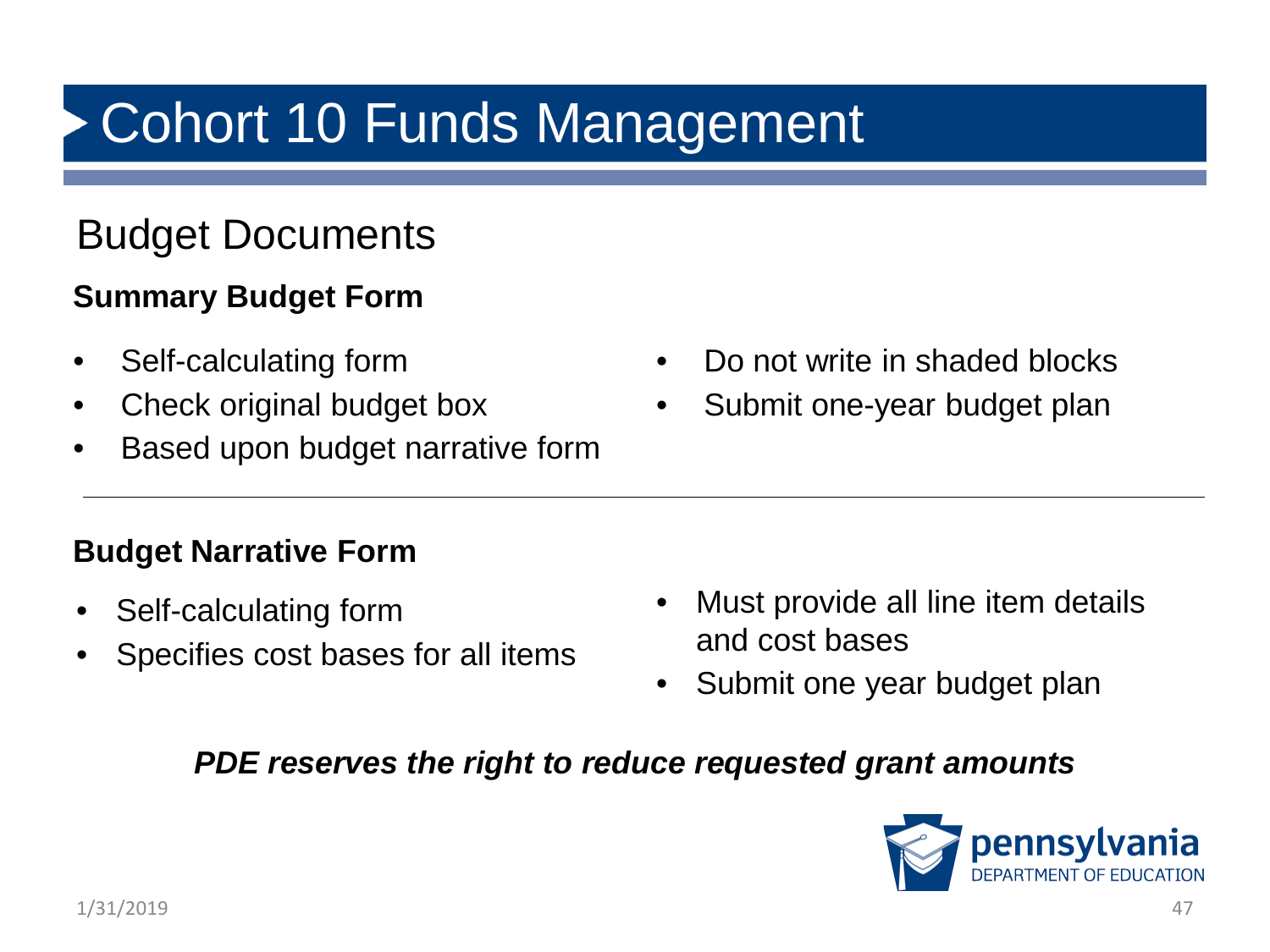# Cohort 10 Funds Management

## Budget Documents

**Summary Budget Form**

- Self-calculating form
- Check original budget box
- Based upon budget narrative form
- Do not write in shaded blocks
- Submit one-year budget plan

---

**Budget Narrative Form**

- Self-calculating form
- Specifies cost bases for all items
- Must provide all line item details and cost bases
- Submit one year budget plan

***PDE reserves the right to reduce requested grant amounts***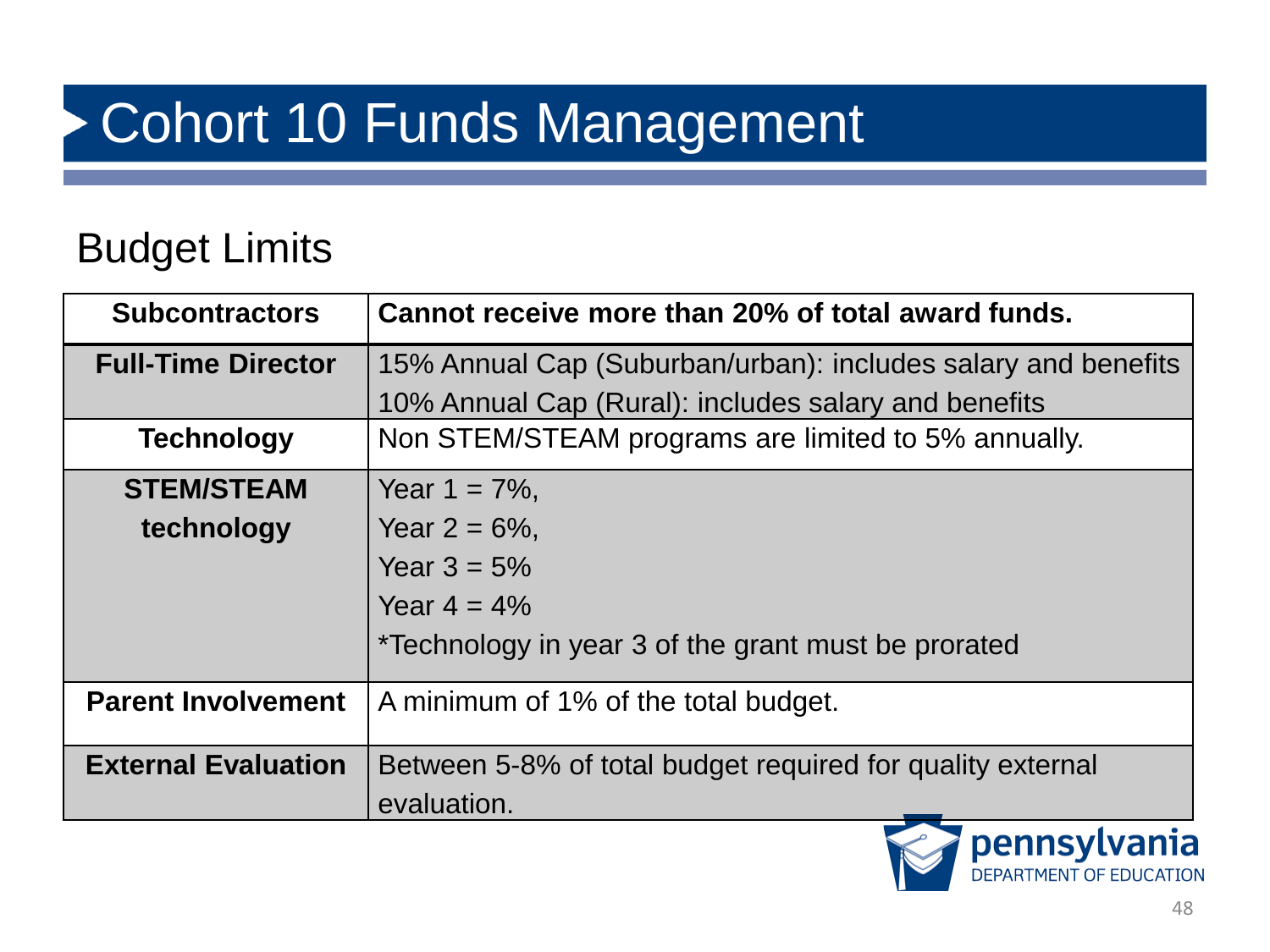# Cohort 10 Funds Management

## Budget Limits

| **Subcontractors** | **Cannot receive more than 20% of total award funds.** |
|---|---|
| **Full-Time Director** | 15% Annual Cap (Suburban/urban): includes salary and benefits<br>10% Annual Cap (Rural): includes salary and benefits |
| **Technology** | Non STEM/STEAM programs are limited to 5% annually. |
| **STEM/STEAM technology** | Year 1 = 7%,<br>Year 2 = 6%,<br>Year 3 = 5%<br>Year 4 = 4%<br>*Technology in year 3 of the grant must be prorated |
| **Parent Involvement** | A minimum of 1% of the total budget. |
| **External Evaluation** | Between 5-8% of total budget required for quality external evaluation. |

pennsylvania DEPARTMENT OF EDUCATION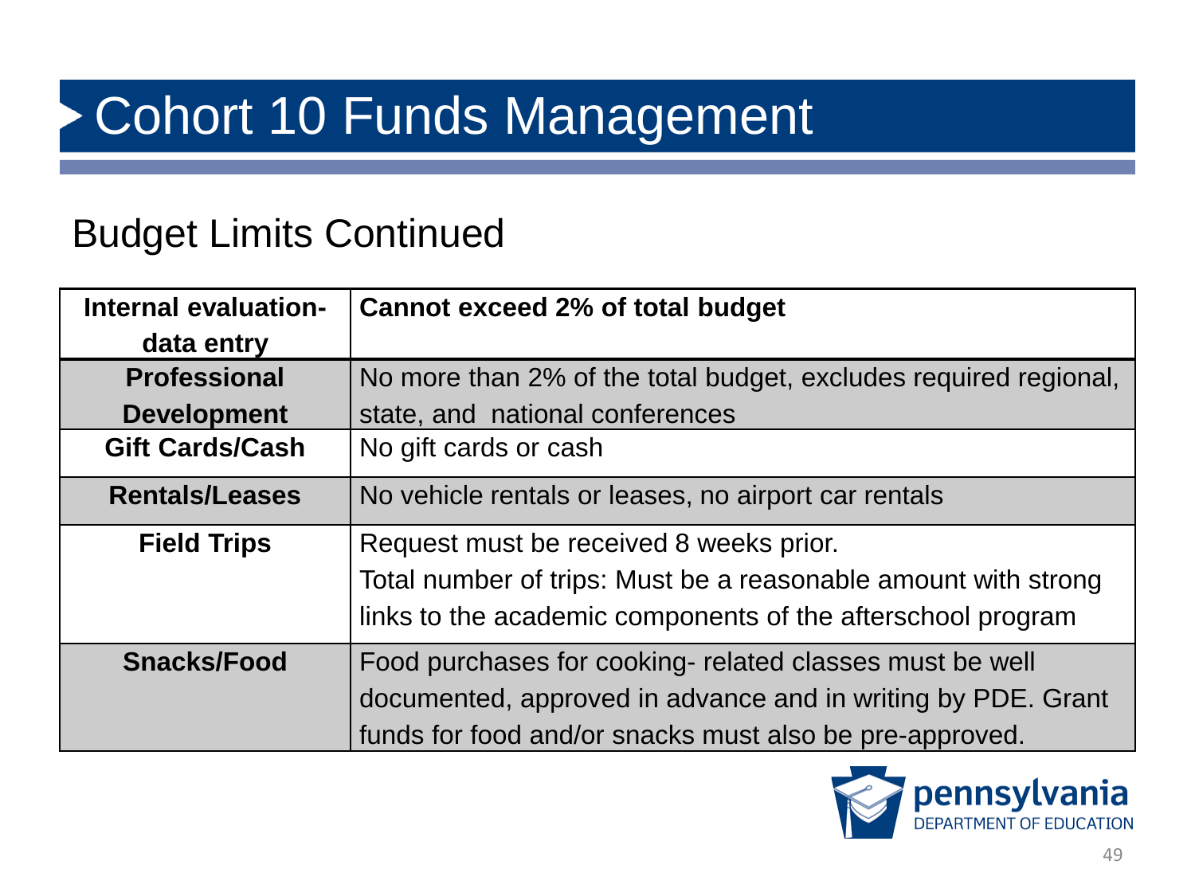# Cohort 10 Funds Management

## Budget Limits Continued

| Internal evaluation- data entry | Cannot exceed 2% of total budget |
|---|---|
| Professional Development | No more than 2% of the total budget, excludes required regional, state, and national conferences |
| Gift Cards/Cash | No gift cards or cash |
| Rentals/Leases | No vehicle rentals or leases, no airport car rentals |
| Field Trips | Request must be received 8 weeks prior.<br>Total number of trips: Must be a reasonable amount with strong links to the academic components of the afterschool program |
| Snacks/Food | Food purchases for cooking- related classes must be well documented, approved in advance and in writing by PDE. Grant funds for food and/or snacks must also be pre-approved. |

pennsylvania DEPARTMENT OF EDUCATION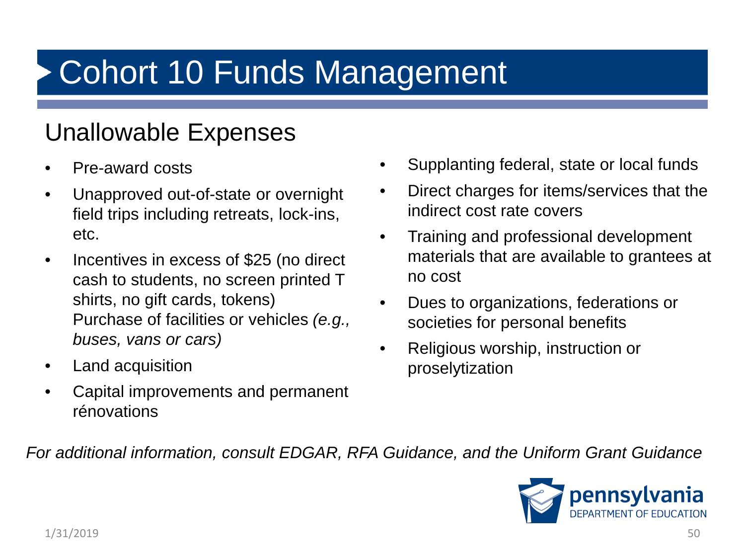# Cohort 10 Funds Management

## Unallowable Expenses

- Pre-award costs
- Unapproved out-of-state or overnight field trips including retreats, lock-ins, etc.
- Incentives in excess of $25 (no direct cash to students, no screen printed T shirts, no gift cards, tokens) Purchase of facilities or vehicles *(e.g., buses, vans or cars)*
- Land acquisition
- Capital improvements and permanent rénovations
- Supplanting federal, state or local funds
- Direct charges for items/services that the indirect cost rate covers
- Training and professional development materials that are available to grantees at no cost
- Dues to organizations, federations or societies for personal benefits
- Religious worship, instruction or proselytization

*For additional information, consult EDGAR, RFA Guidance, and the Uniform Grant Guidance*

pennsylvania DEPARTMENT OF EDUCATION

1/31/2019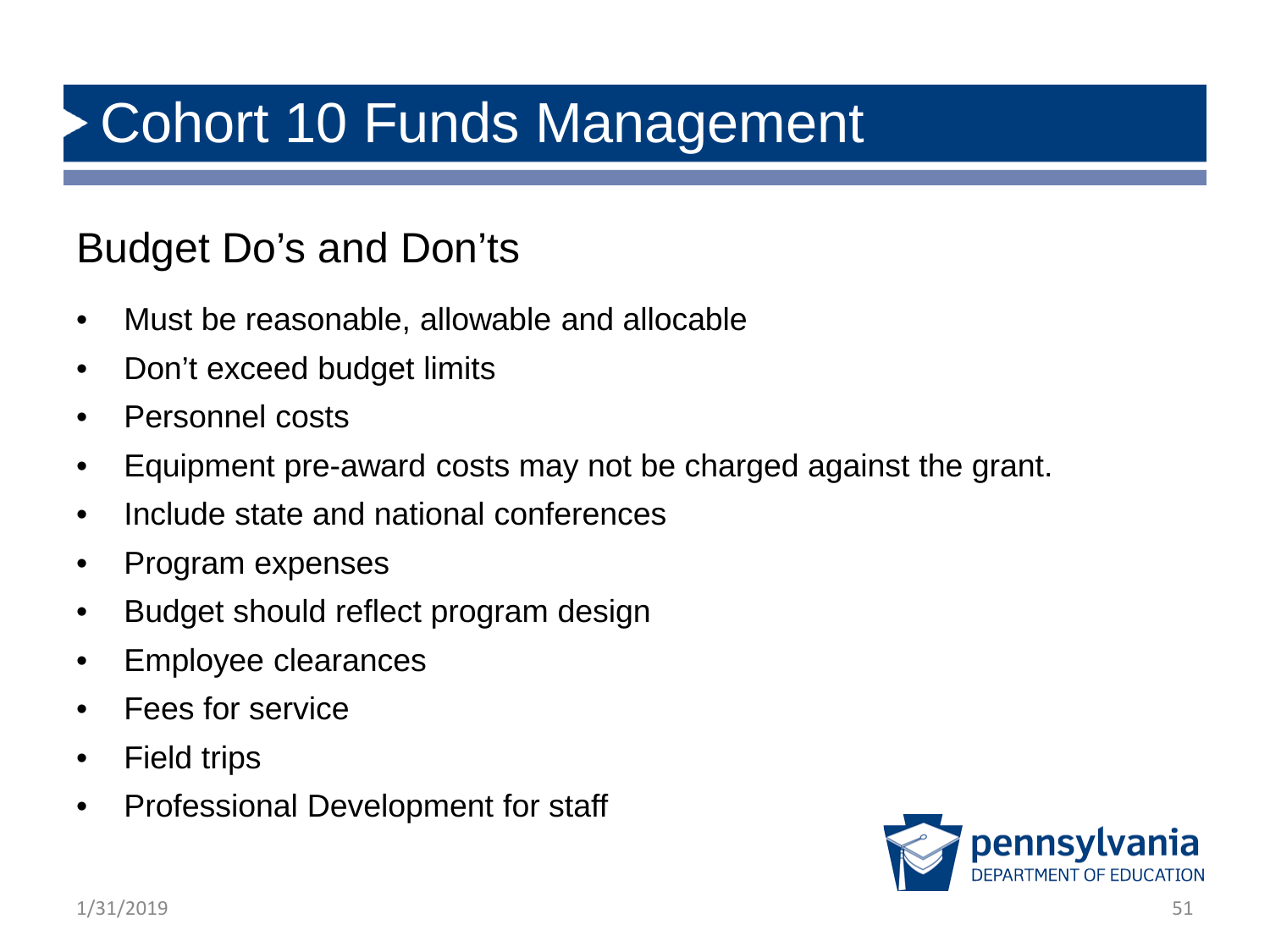# Cohort 10 Funds Management

## Budget Do's and Don'ts

- Must be reasonable, allowable and allocable
- Don't exceed budget limits
- Personnel costs
- Equipment pre-award costs may not be charged against the grant.
- Include state and national conferences
- Program expenses
- Budget should reflect program design
- Employee clearances
- Fees for service
- Field trips
- Professional Development for staff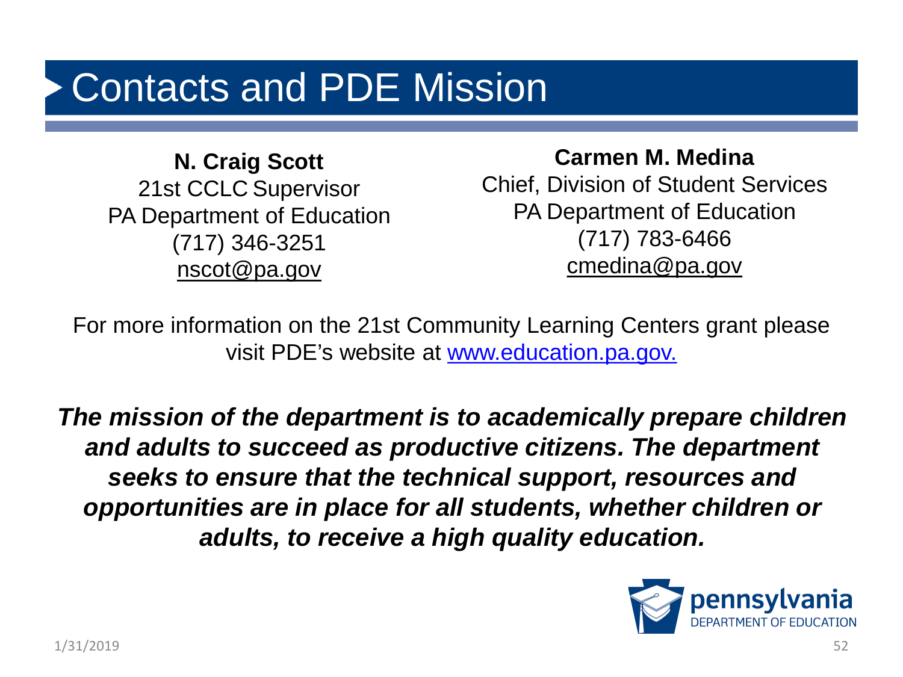# Contacts and PDE Mission

**N. Craig Scott**
21st CCLC Supervisor
PA Department of Education
(717) 346-3251
nscot@pa.gov

**Carmen M. Medina**
Chief, Division of Student Services
PA Department of Education
(717) 783-6466
cmedina@pa.gov

For more information on the 21st Community Learning Centers grant please visit PDE's website at www.education.pa.gov.

***The mission of the department is to academically prepare children and adults to succeed as productive citizens. The department seeks to ensure that the technical support, resources and opportunities are in place for all students, whether children or adults, to receive a high quality education.***

pennsylvania
DEPARTMENT OF EDUCATION

1/31/2019